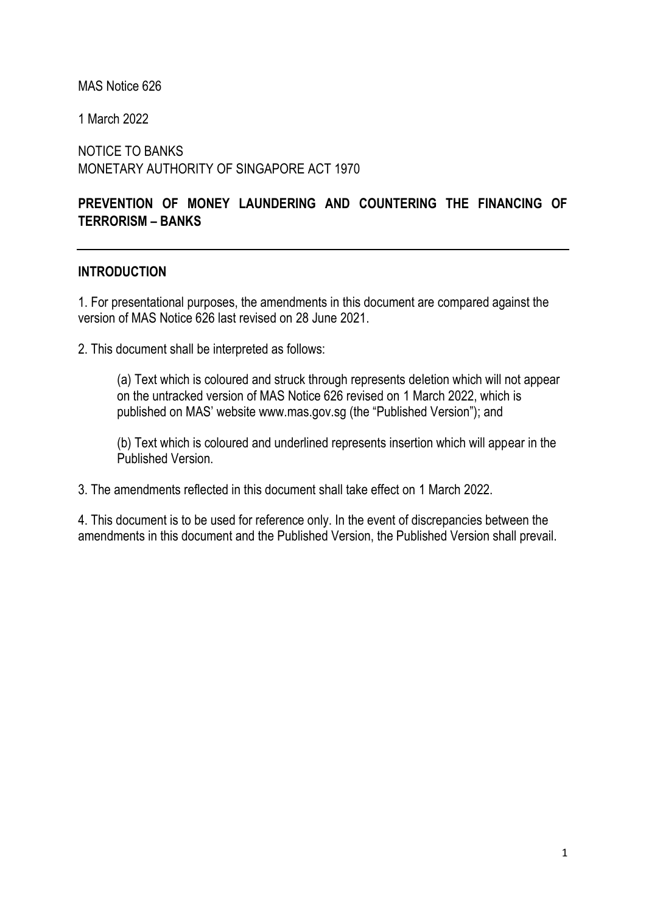MAS Notice 626

1 March 2022

NOTICE TO BANKS
MONETARY AUTHORITY OF SINGAPORE ACT 1970

# PREVENTION OF MONEY LAUNDERING AND COUNTERING THE FINANCING OF TERRORISM – BANKS

---

## INTRODUCTION

1. For presentational purposes, the amendments in this document are compared against the version of MAS Notice 626 last revised on 28 June 2021.

2. This document shall be interpreted as follows:

   (a) Text which is coloured and struck through represents deletion which will not appear on the untracked version of MAS Notice 626 revised on 1 March 2022, which is published on MAS' website www.mas.gov.sg (the "Published Version"); and

   (b) Text which is coloured and underlined represents insertion which will appear in the Published Version.

3. The amendments reflected in this document shall take effect on 1 March 2022.

4. This document is to be used for reference only. In the event of discrepancies between the amendments in this document and the Published Version, the Published Version shall prevail.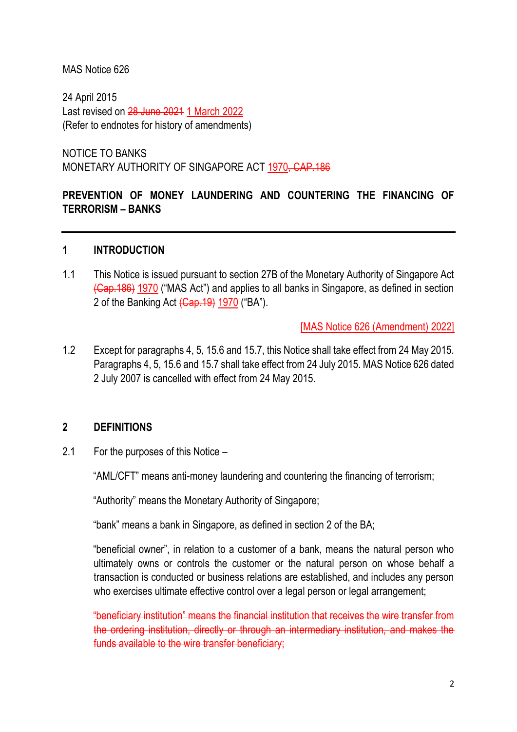MAS Notice 626

24 April 2015
Last revised on ~~28 June 2021~~ 1 March 2022
(Refer to endnotes for history of amendments)

NOTICE TO BANKS
MONETARY AUTHORITY OF SINGAPORE ACT 1970~~, CAP.186~~

**PREVENTION OF MONEY LAUNDERING AND COUNTERING THE FINANCING OF TERRORISM – BANKS**

---

## 1 INTRODUCTION

1.1 This Notice is issued pursuant to section 27B of the Monetary Authority of Singapore Act ~~(Cap.186)~~ 1970 ("MAS Act") and applies to all banks in Singapore, as defined in section 2 of the Banking Act ~~(Cap.19)~~ 1970 ("BA").

[MAS Notice 626 (Amendment) 2022]

1.2 Except for paragraphs 4, 5, 15.6 and 15.7, this Notice shall take effect from 24 May 2015. Paragraphs 4, 5, 15.6 and 15.7 shall take effect from 24 July 2015. MAS Notice 626 dated 2 July 2007 is cancelled with effect from 24 May 2015.

## 2 DEFINITIONS

2.1 For the purposes of this Notice –

"AML/CFT" means anti-money laundering and countering the financing of terrorism;

"Authority" means the Monetary Authority of Singapore;

"bank" means a bank in Singapore, as defined in section 2 of the BA;

"beneficial owner", in relation to a customer of a bank, means the natural person who ultimately owns or controls the customer or the natural person on whose behalf a transaction is conducted or business relations are established, and includes any person who exercises ultimate effective control over a legal person or legal arrangement;

~~"beneficiary institution" means the financial institution that receives the wire transfer from the ordering institution, directly or through an intermediary institution, and makes the funds available to the wire transfer beneficiary;~~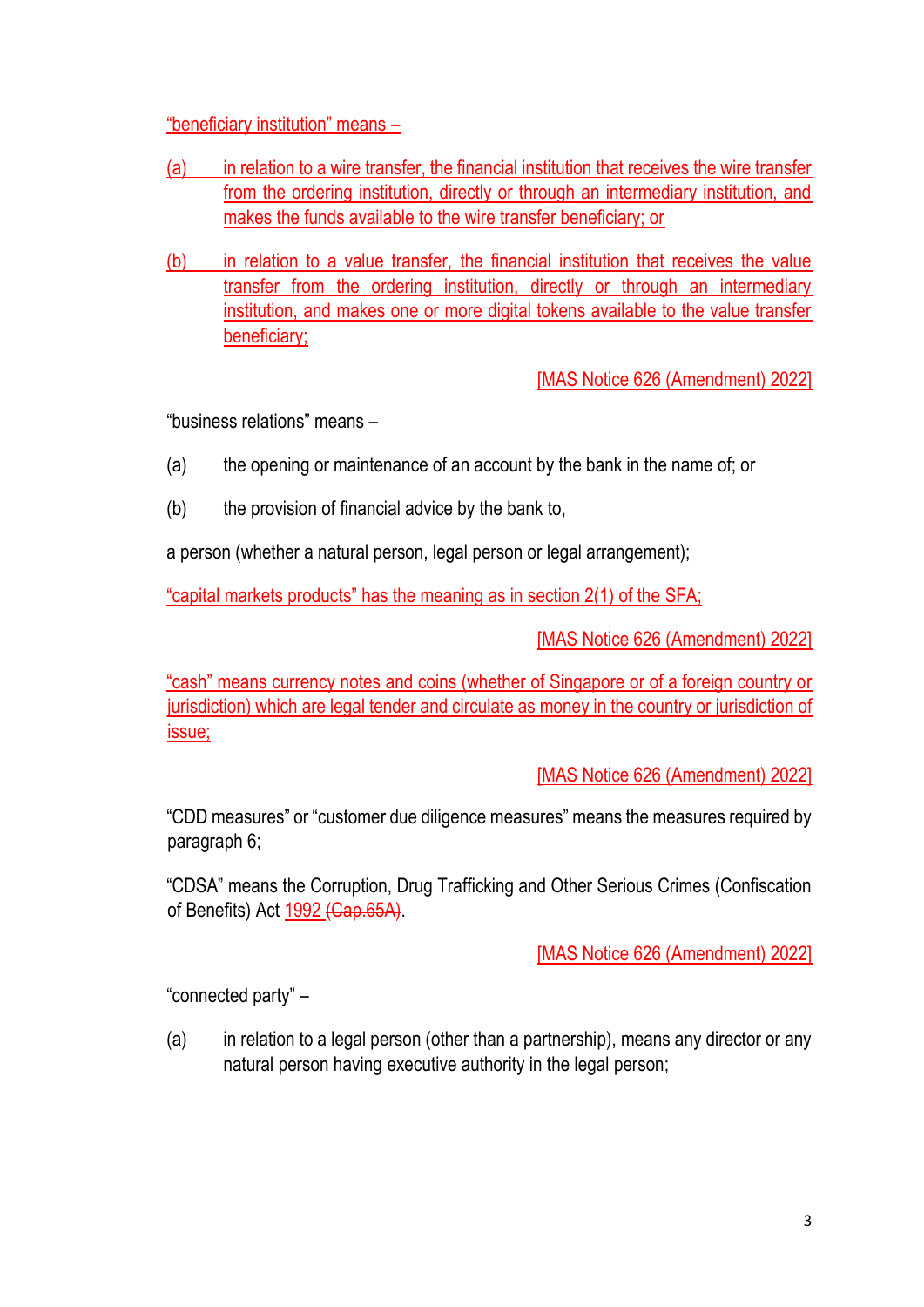"beneficiary institution" means –

(a) in relation to a wire transfer, the financial institution that receives the wire transfer from the ordering institution, directly or through an intermediary institution, and makes the funds available to the wire transfer beneficiary; or

(b) in relation to a value transfer, the financial institution that receives the value transfer from the ordering institution, directly or through an intermediary institution, and makes one or more digital tokens available to the value transfer beneficiary;

[MAS Notice 626 (Amendment) 2022]

"business relations" means –

(a) the opening or maintenance of an account by the bank in the name of; or

(b) the provision of financial advice by the bank to,

a person (whether a natural person, legal person or legal arrangement);

"capital markets products" has the meaning as in section 2(1) of the SFA;

[MAS Notice 626 (Amendment) 2022]

"cash" means currency notes and coins (whether of Singapore or of a foreign country or jurisdiction) which are legal tender and circulate as money in the country or jurisdiction of issue;

[MAS Notice 626 (Amendment) 2022]

"CDD measures" or "customer due diligence measures" means the measures required by paragraph 6;

"CDSA" means the Corruption, Drug Trafficking and Other Serious Crimes (Confiscation of Benefits) Act 1992 ~~(Cap.65A)~~.

[MAS Notice 626 (Amendment) 2022]

"connected party" –

(a) in relation to a legal person (other than a partnership), means any director or any natural person having executive authority in the legal person;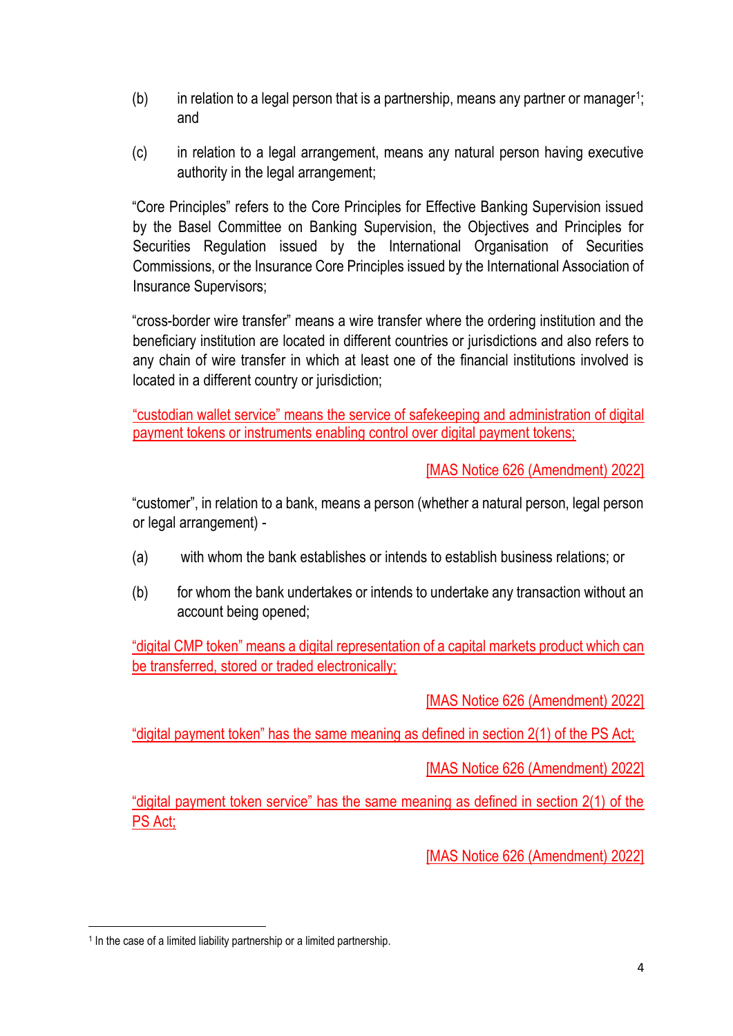(b) in relation to a legal person that is a partnership, means any partner or manager[1]; and

(c) in relation to a legal arrangement, means any natural person having executive authority in the legal arrangement;

"Core Principles" refers to the Core Principles for Effective Banking Supervision issued by the Basel Committee on Banking Supervision, the Objectives and Principles for Securities Regulation issued by the International Organisation of Securities Commissions, or the Insurance Core Principles issued by the International Association of Insurance Supervisors;

"cross-border wire transfer" means a wire transfer where the ordering institution and the beneficiary institution are located in different countries or jurisdictions and also refers to any chain of wire transfer in which at least one of the financial institutions involved is located in a different country or jurisdiction;

"custodian wallet service" means the service of safekeeping and administration of digital payment tokens or instruments enabling control over digital payment tokens;

[MAS Notice 626 (Amendment) 2022]

"customer", in relation to a bank, means a person (whether a natural person, legal person or legal arrangement) -

(a) with whom the bank establishes or intends to establish business relations; or

(b) for whom the bank undertakes or intends to undertake any transaction without an account being opened;

"digital CMP token" means a digital representation of a capital markets product which can be transferred, stored or traded electronically;

[MAS Notice 626 (Amendment) 2022]

"digital payment token" has the same meaning as defined in section 2(1) of the PS Act;

[MAS Notice 626 (Amendment) 2022]

"digital payment token service" has the same meaning as defined in section 2(1) of the PS Act;

[MAS Notice 626 (Amendment) 2022]

---

[1] In the case of a limited liability partnership or a limited partnership.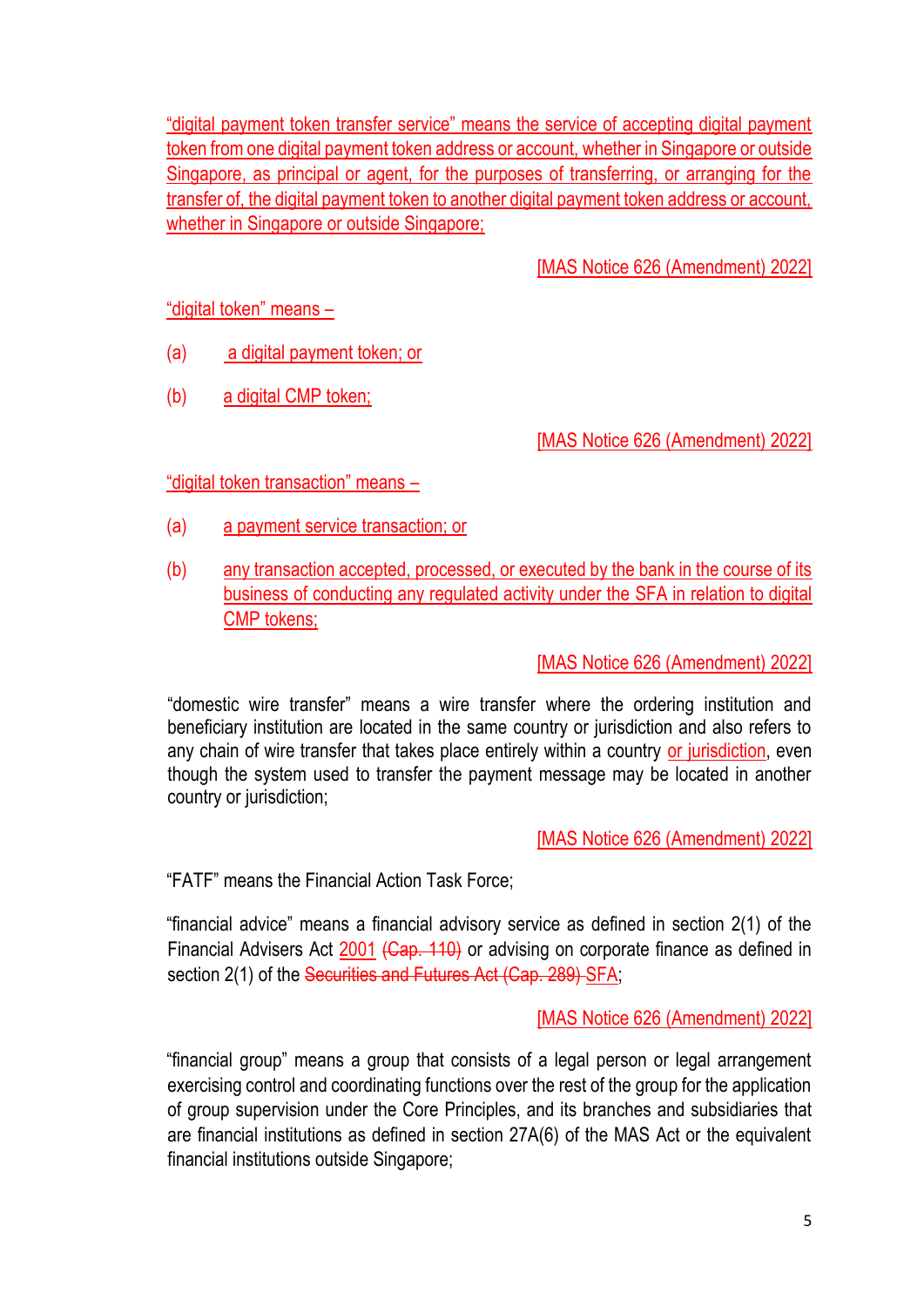"digital payment token transfer service" means the service of accepting digital payment token from one digital payment token address or account, whether in Singapore or outside Singapore, as principal or agent, for the purposes of transferring, or arranging for the transfer of, the digital payment token to another digital payment token address or account, whether in Singapore or outside Singapore;

[MAS Notice 626 (Amendment) 2022]

"digital token" means –

(a) a digital payment token; or

(b) a digital CMP token;

[MAS Notice 626 (Amendment) 2022]

"digital token transaction" means –

(a) a payment service transaction; or

(b) any transaction accepted, processed, or executed by the bank in the course of its business of conducting any regulated activity under the SFA in relation to digital CMP tokens;

[MAS Notice 626 (Amendment) 2022]

"domestic wire transfer" means a wire transfer where the ordering institution and beneficiary institution are located in the same country or jurisdiction and also refers to any chain of wire transfer that takes place entirely within a country or jurisdiction, even though the system used to transfer the payment message may be located in another country or jurisdiction;

[MAS Notice 626 (Amendment) 2022]

"FATF" means the Financial Action Task Force;

"financial advice" means a financial advisory service as defined in section 2(1) of the Financial Advisers Act 2001 ~~(Cap. 110)~~ or advising on corporate finance as defined in section 2(1) of the ~~Securities and Futures Act (Cap. 289)~~ SFA;

[MAS Notice 626 (Amendment) 2022]

"financial group" means a group that consists of a legal person or legal arrangement exercising control and coordinating functions over the rest of the group for the application of group supervision under the Core Principles, and its branches and subsidiaries that are financial institutions as defined in section 27A(6) of the MAS Act or the equivalent financial institutions outside Singapore;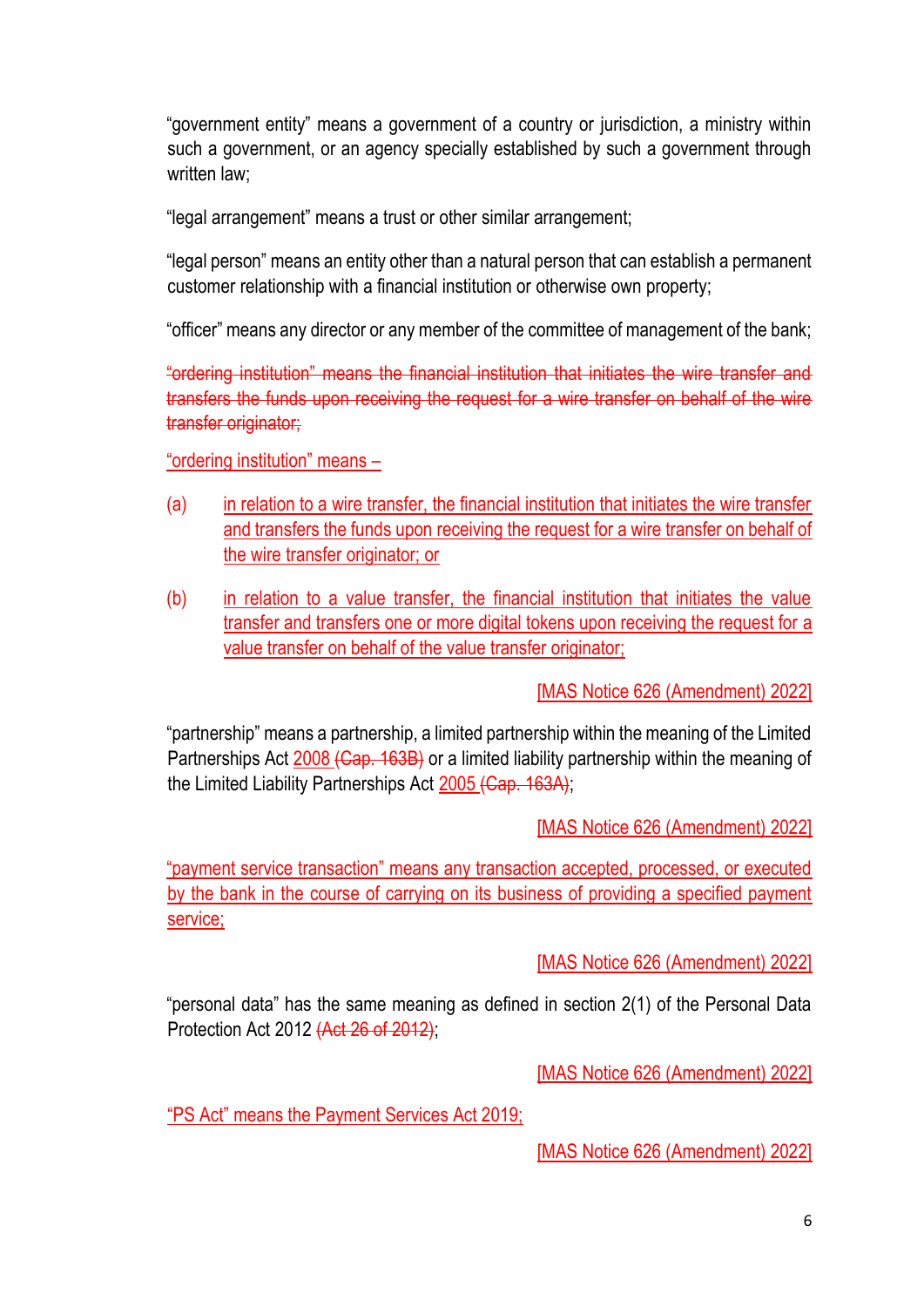"government entity" means a government of a country or jurisdiction, a ministry within such a government, or an agency specially established by such a government through written law;

"legal arrangement" means a trust or other similar arrangement;

"legal person" means an entity other than a natural person that can establish a permanent customer relationship with a financial institution or otherwise own property;

"officer" means any director or any member of the committee of management of the bank;

~~"ordering institution" means the financial institution that initiates the wire transfer and transfers the funds upon receiving the request for a wire transfer on behalf of the wire transfer originator;~~

"ordering institution" means –

(a) in relation to a wire transfer, the financial institution that initiates the wire transfer and transfers the funds upon receiving the request for a wire transfer on behalf of the wire transfer originator; or

(b) in relation to a value transfer, the financial institution that initiates the value transfer and transfers one or more digital tokens upon receiving the request for a value transfer on behalf of the value transfer originator;

[MAS Notice 626 (Amendment) 2022]

"partnership" means a partnership, a limited partnership within the meaning of the Limited Partnerships Act 2008 ~~(Cap. 163B)~~ or a limited liability partnership within the meaning of the Limited Liability Partnerships Act 2005 ~~(Cap. 163A)~~;

[MAS Notice 626 (Amendment) 2022]

"payment service transaction" means any transaction accepted, processed, or executed by the bank in the course of carrying on its business of providing a specified payment service;

[MAS Notice 626 (Amendment) 2022]

"personal data" has the same meaning as defined in section 2(1) of the Personal Data Protection Act 2012 ~~(Act 26 of 2012)~~;

[MAS Notice 626 (Amendment) 2022]

"PS Act" means the Payment Services Act 2019;

[MAS Notice 626 (Amendment) 2022]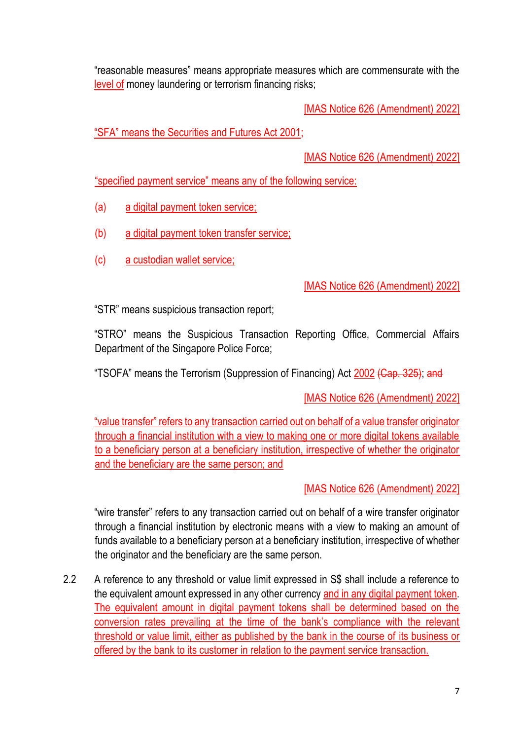"reasonable measures" means appropriate measures which are commensurate with the level of money laundering or terrorism financing risks;

[MAS Notice 626 (Amendment) 2022]

"SFA" means the Securities and Futures Act 2001;

[MAS Notice 626 (Amendment) 2022]

"specified payment service" means any of the following service:

(a) a digital payment token service;

(b) a digital payment token transfer service;

(c) a custodian wallet service;

[MAS Notice 626 (Amendment) 2022]

"STR" means suspicious transaction report;

"STRO" means the Suspicious Transaction Reporting Office, Commercial Affairs Department of the Singapore Police Force;

"TSOFA" means the Terrorism (Suppression of Financing) Act 2002 ~~(Cap. 325)~~; ~~and~~

[MAS Notice 626 (Amendment) 2022]

"value transfer" refers to any transaction carried out on behalf of a value transfer originator through a financial institution with a view to making one or more digital tokens available to a beneficiary person at a beneficiary institution, irrespective of whether the originator and the beneficiary are the same person; and

[MAS Notice 626 (Amendment) 2022]

"wire transfer" refers to any transaction carried out on behalf of a wire transfer originator through a financial institution by electronic means with a view to making an amount of funds available to a beneficiary person at a beneficiary institution, irrespective of whether the originator and the beneficiary are the same person.

2.2 A reference to any threshold or value limit expressed in S$ shall include a reference to the equivalent amount expressed in any other currency and in any digital payment token. The equivalent amount in digital payment tokens shall be determined based on the conversion rates prevailing at the time of the bank's compliance with the relevant threshold or value limit, either as published by the bank in the course of its business or offered by the bank to its customer in relation to the payment service transaction.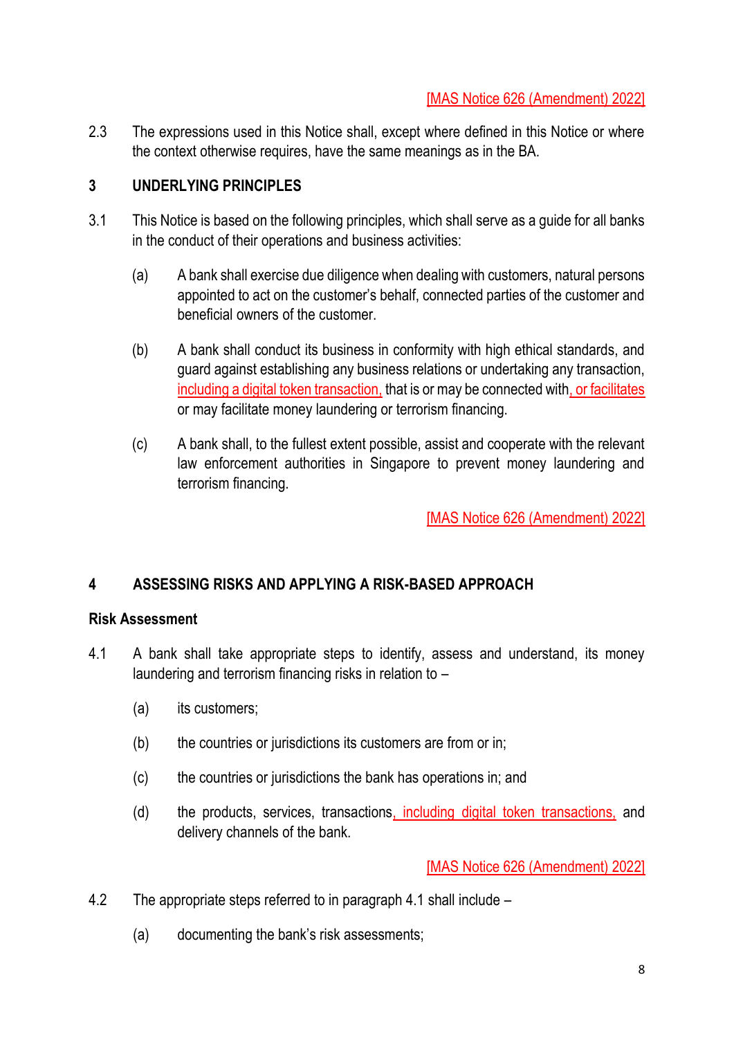[MAS Notice 626 (Amendment) 2022]

2.3 The expressions used in this Notice shall, except where defined in this Notice or where the context otherwise requires, have the same meanings as in the BA.

## 3 UNDERLYING PRINCIPLES

3.1 This Notice is based on the following principles, which shall serve as a guide for all banks in the conduct of their operations and business activities:

(a) A bank shall exercise due diligence when dealing with customers, natural persons appointed to act on the customer's behalf, connected parties of the customer and beneficial owners of the customer.

(b) A bank shall conduct its business in conformity with high ethical standards, and guard against establishing any business relations or undertaking any transaction, including a digital token transaction, that is or may be connected with, or facilitates or may facilitate money laundering or terrorism financing.

(c) A bank shall, to the fullest extent possible, assist and cooperate with the relevant law enforcement authorities in Singapore to prevent money laundering and terrorism financing.

[MAS Notice 626 (Amendment) 2022]

## 4 ASSESSING RISKS AND APPLYING A RISK-BASED APPROACH

### Risk Assessment

4.1 A bank shall take appropriate steps to identify, assess and understand, its money laundering and terrorism financing risks in relation to –

(a) its customers;

(b) the countries or jurisdictions its customers are from or in;

(c) the countries or jurisdictions the bank has operations in; and

(d) the products, services, transactions, including digital token transactions, and delivery channels of the bank.

[MAS Notice 626 (Amendment) 2022]

4.2 The appropriate steps referred to in paragraph 4.1 shall include –

(a) documenting the bank's risk assessments;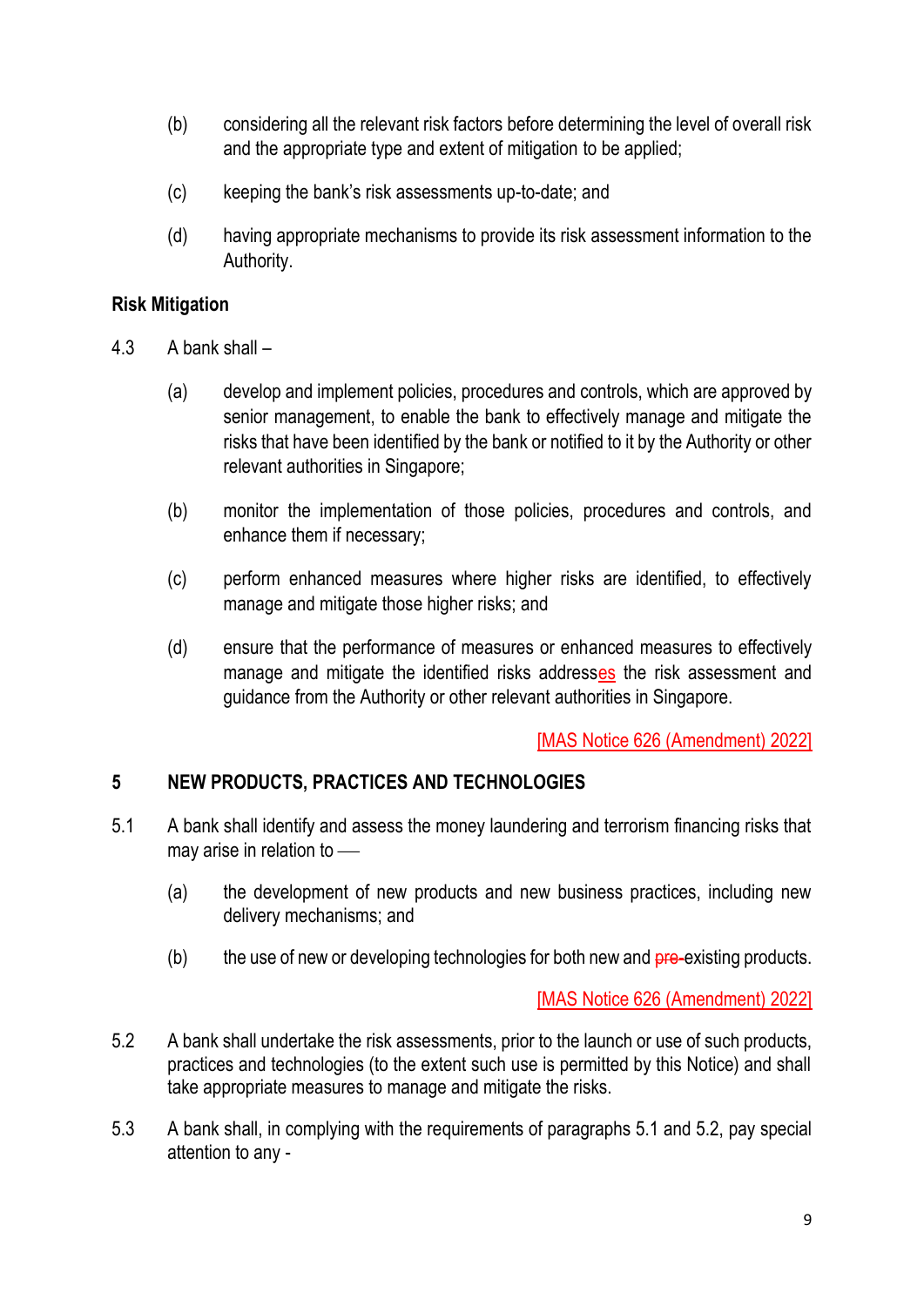(b) considering all the relevant risk factors before determining the level of overall risk and the appropriate type and extent of mitigation to be applied;

(c) keeping the bank's risk assessments up-to-date; and

(d) having appropriate mechanisms to provide its risk assessment information to the Authority.

**Risk Mitigation**

4.3 A bank shall –

(a) develop and implement policies, procedures and controls, which are approved by senior management, to enable the bank to effectively manage and mitigate the risks that have been identified by the bank or notified to it by the Authority or other relevant authorities in Singapore;

(b) monitor the implementation of those policies, procedures and controls, and enhance them if necessary;

(c) perform enhanced measures where higher risks are identified, to effectively manage and mitigate those higher risks; and

(d) ensure that the performance of measures or enhanced measures to effectively manage and mitigate the identified risks addresses the risk assessment and guidance from the Authority or other relevant authorities in Singapore.

[MAS Notice 626 (Amendment) 2022]

## 5 NEW PRODUCTS, PRACTICES AND TECHNOLOGIES

5.1 A bank shall identify and assess the money laundering and terrorism financing risks that may arise in relation to ––

(a) the development of new products and new business practices, including new delivery mechanisms; and

(b) the use of new or developing technologies for both new and ~~pre-~~existing products.

[MAS Notice 626 (Amendment) 2022]

5.2 A bank shall undertake the risk assessments, prior to the launch or use of such products, practices and technologies (to the extent such use is permitted by this Notice) and shall take appropriate measures to manage and mitigate the risks.

5.3 A bank shall, in complying with the requirements of paragraphs 5.1 and 5.2, pay special attention to any -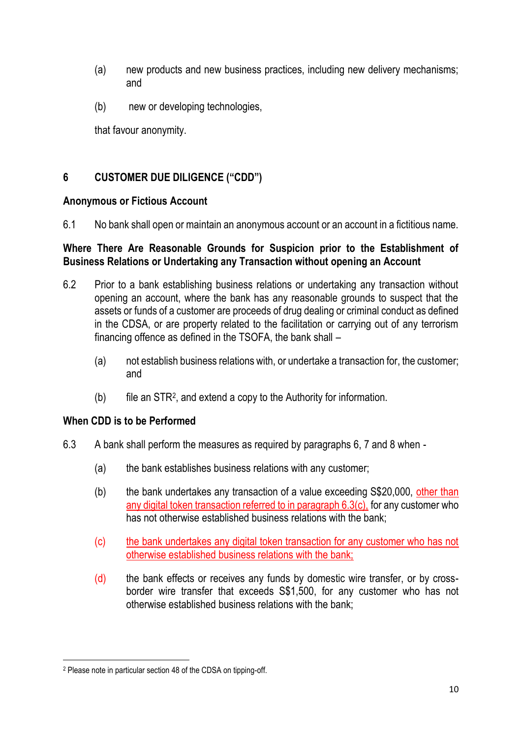(a) new products and new business practices, including new delivery mechanisms; and

(b) new or developing technologies,

that favour anonymity.

## 6 CUSTOMER DUE DILIGENCE ("CDD")

### Anonymous or Fictious Account

6.1 No bank shall open or maintain an anonymous account or an account in a fictitious name.

### Where There Are Reasonable Grounds for Suspicion prior to the Establishment of Business Relations or Undertaking any Transaction without opening an Account

6.2 Prior to a bank establishing business relations or undertaking any transaction without opening an account, where the bank has any reasonable grounds to suspect that the assets or funds of a customer are proceeds of drug dealing or criminal conduct as defined in the CDSA, or are property related to the facilitation or carrying out of any terrorism financing offence as defined in the TSOFA, the bank shall –

(a) not establish business relations with, or undertake a transaction for, the customer; and

(b) file an STR[2], and extend a copy to the Authority for information.

### When CDD is to be Performed

6.3 A bank shall perform the measures as required by paragraphs 6, 7 and 8 when -

(a) the bank establishes business relations with any customer;

(b) the bank undertakes any transaction of a value exceeding S$20,000, other than any digital token transaction referred to in paragraph 6.3(c), for any customer who has not otherwise established business relations with the bank;

(c) the bank undertakes any digital token transaction for any customer who has not otherwise established business relations with the bank;

(d) the bank effects or receives any funds by domestic wire transfer, or by cross-border wire transfer that exceeds S$1,500, for any customer who has not otherwise established business relations with the bank;

[2] Please note in particular section 48 of the CDSA on tipping-off.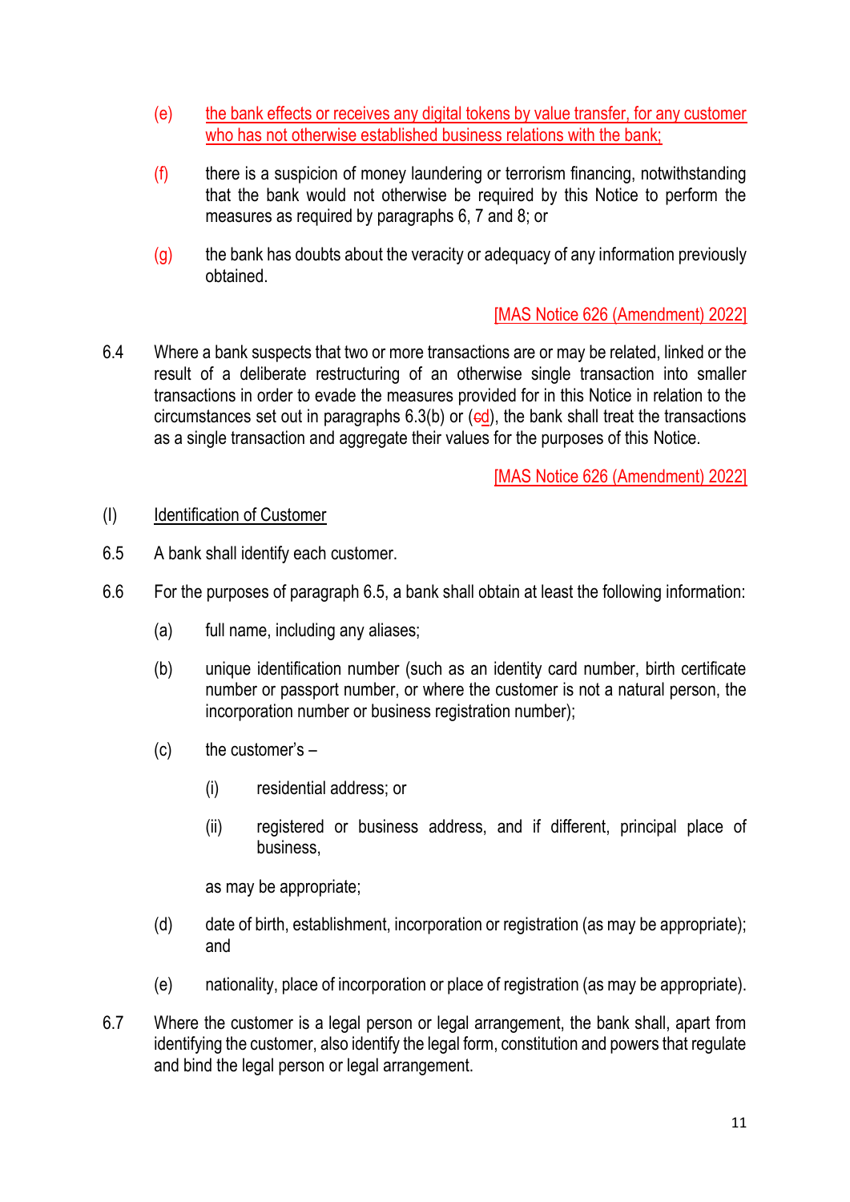(e) the bank effects or receives any digital tokens by value transfer, for any customer who has not otherwise established business relations with the bank;

(f) there is a suspicion of money laundering or terrorism financing, notwithstanding that the bank would not otherwise be required by this Notice to perform the measures as required by paragraphs 6, 7 and 8; or

(g) the bank has doubts about the veracity or adequacy of any information previously obtained.

[MAS Notice 626 (Amendment) 2022]

6.4 Where a bank suspects that two or more transactions are or may be related, linked or the result of a deliberate restructuring of an otherwise single transaction into smaller transactions in order to evade the measures provided for in this Notice in relation to the circumstances set out in paragraphs 6.3(b) or (~~c~~d), the bank shall treat the transactions as a single transaction and aggregate their values for the purposes of this Notice.

[MAS Notice 626 (Amendment) 2022]

(I) Identification of Customer

6.5 A bank shall identify each customer.

6.6 For the purposes of paragraph 6.5, a bank shall obtain at least the following information:

(a) full name, including any aliases;

(b) unique identification number (such as an identity card number, birth certificate number or passport number, or where the customer is not a natural person, the incorporation number or business registration number);

(c) the customer's –

(i) residential address; or

(ii) registered or business address, and if different, principal place of business,

as may be appropriate;

(d) date of birth, establishment, incorporation or registration (as may be appropriate); and

(e) nationality, place of incorporation or place of registration (as may be appropriate).

6.7 Where the customer is a legal person or legal arrangement, the bank shall, apart from identifying the customer, also identify the legal form, constitution and powers that regulate and bind the legal person or legal arrangement.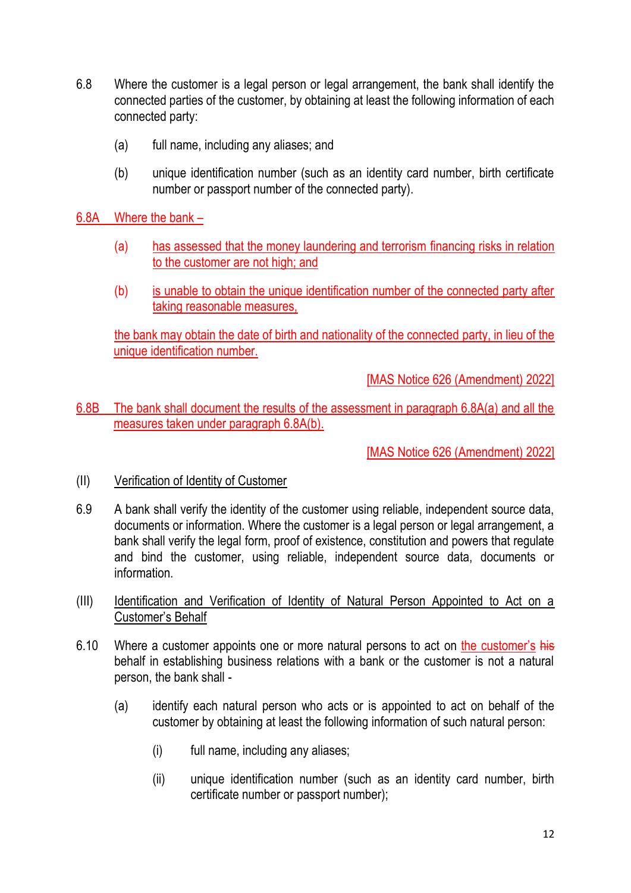6.8 Where the customer is a legal person or legal arrangement, the bank shall identify the connected parties of the customer, by obtaining at least the following information of each connected party:

(a) full name, including any aliases; and

(b) unique identification number (such as an identity card number, birth certificate number or passport number of the connected party).

6.8A Where the bank –

(a) has assessed that the money laundering and terrorism financing risks in relation to the customer are not high; and

(b) is unable to obtain the unique identification number of the connected party after taking reasonable measures,

the bank may obtain the date of birth and nationality of the connected party, in lieu of the unique identification number.

[MAS Notice 626 (Amendment) 2022]

6.8B The bank shall document the results of the assessment in paragraph 6.8A(a) and all the measures taken under paragraph 6.8A(b).

[MAS Notice 626 (Amendment) 2022]

(II) Verification of Identity of Customer

6.9 A bank shall verify the identity of the customer using reliable, independent source data, documents or information. Where the customer is a legal person or legal arrangement, a bank shall verify the legal form, proof of existence, constitution and powers that regulate and bind the customer, using reliable, independent source data, documents or information.

(III) Identification and Verification of Identity of Natural Person Appointed to Act on a Customer's Behalf

6.10 Where a customer appoints one or more natural persons to act on the customer's ~~his~~ behalf in establishing business relations with a bank or the customer is not a natural person, the bank shall -

(a) identify each natural person who acts or is appointed to act on behalf of the customer by obtaining at least the following information of such natural person:

(i) full name, including any aliases;

(ii) unique identification number (such as an identity card number, birth certificate number or passport number);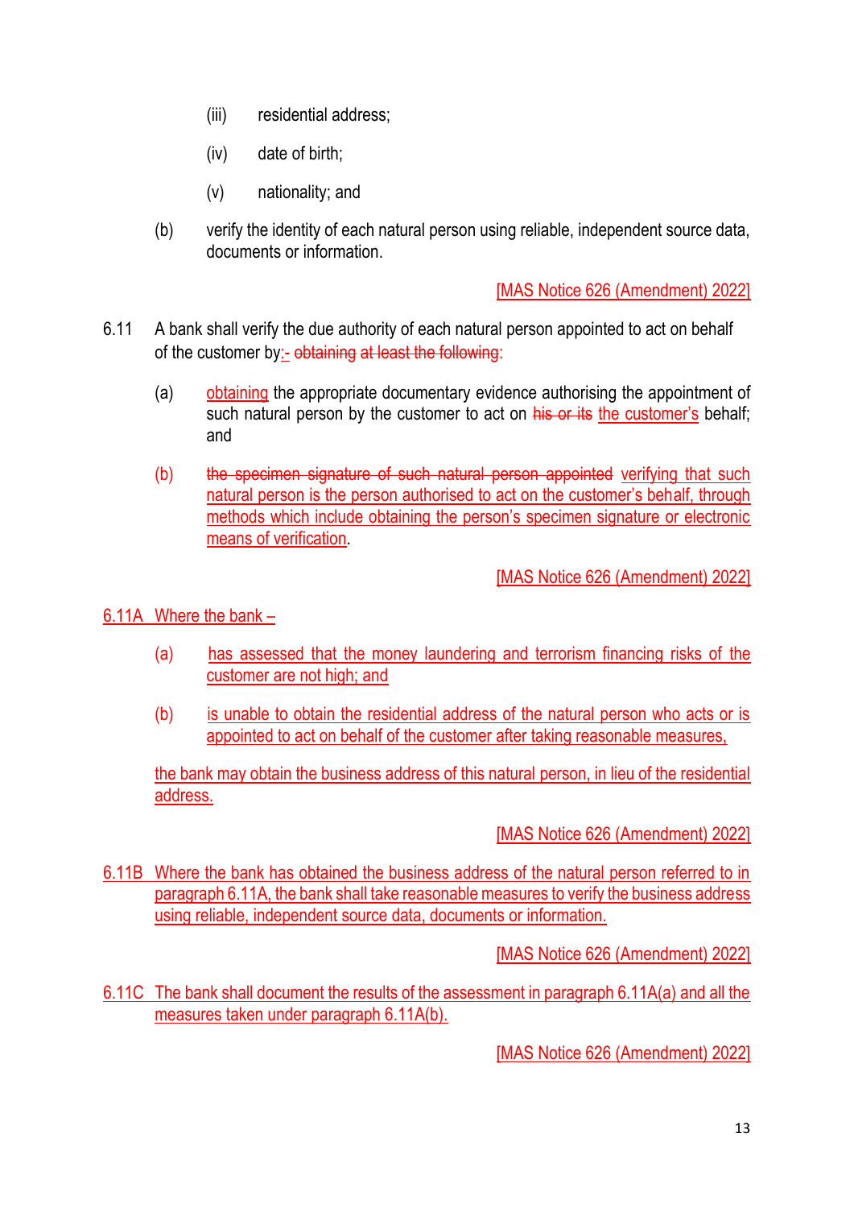(iii) residential address;

(iv) date of birth;

(v) nationality; and

(b) verify the identity of each natural person using reliable, independent source data, documents or information.

[MAS Notice 626 (Amendment) 2022]

6.11 A bank shall verify the due authority of each natural person appointed to act on behalf of the customer by:- ~~obtaining at least the following~~:

(a) obtaining the appropriate documentary evidence authorising the appointment of such natural person by the customer to act on ~~his or its~~ the customer's behalf; and

(b) ~~the specimen signature of such natural person appointed~~ verifying that such natural person is the person authorised to act on the customer's behalf, through methods which include obtaining the person's specimen signature or electronic means of verification.

[MAS Notice 626 (Amendment) 2022]

6.11A Where the bank –

(a) has assessed that the money laundering and terrorism financing risks of the customer are not high; and

(b) is unable to obtain the residential address of the natural person who acts or is appointed to act on behalf of the customer after taking reasonable measures,

the bank may obtain the business address of this natural person, in lieu of the residential address.

[MAS Notice 626 (Amendment) 2022]

6.11B Where the bank has obtained the business address of the natural person referred to in paragraph 6.11A, the bank shall take reasonable measures to verify the business address using reliable, independent source data, documents or information.

[MAS Notice 626 (Amendment) 2022]

6.11C The bank shall document the results of the assessment in paragraph 6.11A(a) and all the measures taken under paragraph 6.11A(b).

[MAS Notice 626 (Amendment) 2022]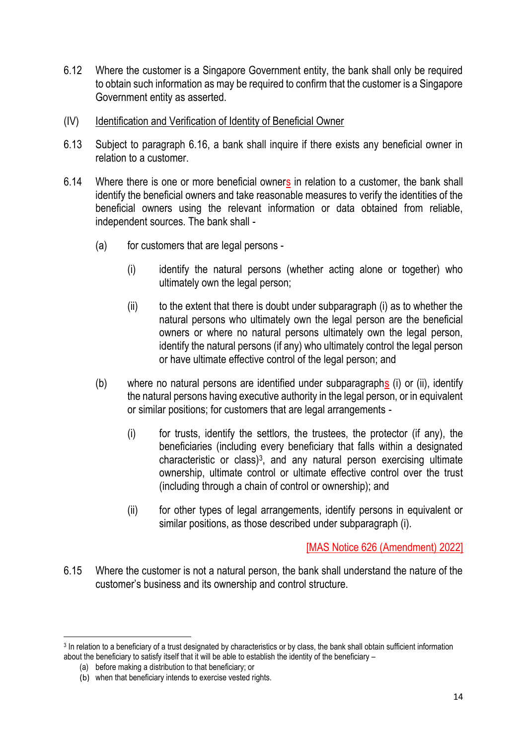6.12 Where the customer is a Singapore Government entity, the bank shall only be required to obtain such information as may be required to confirm that the customer is a Singapore Government entity as asserted.

(IV) Identification and Verification of Identity of Beneficial Owner

6.13 Subject to paragraph 6.16, a bank shall inquire if there exists any beneficial owner in relation to a customer.

6.14 Where there is one or more beneficial owners in relation to a customer, the bank shall identify the beneficial owners and take reasonable measures to verify the identities of the beneficial owners using the relevant information or data obtained from reliable, independent sources. The bank shall -

(a) for customers that are legal persons -

(i) identify the natural persons (whether acting alone or together) who ultimately own the legal person;

(ii) to the extent that there is doubt under subparagraph (i) as to whether the natural persons who ultimately own the legal person are the beneficial owners or where no natural persons ultimately own the legal person, identify the natural persons (if any) who ultimately control the legal person or have ultimate effective control of the legal person; and

(b) where no natural persons are identified under subparagraphs (i) or (ii), identify the natural persons having executive authority in the legal person, or in equivalent or similar positions; for customers that are legal arrangements -

(i) for trusts, identify the settlors, the trustees, the protector (if any), the beneficiaries (including every beneficiary that falls within a designated characteristic or class)[3], and any natural person exercising ultimate ownership, ultimate control or ultimate effective control over the trust (including through a chain of control or ownership); and

(ii) for other types of legal arrangements, identify persons in equivalent or similar positions, as those described under subparagraph (i).

[MAS Notice 626 (Amendment) 2022]

6.15 Where the customer is not a natural person, the bank shall understand the nature of the customer's business and its ownership and control structure.

[3] In relation to a beneficiary of a trust designated by characteristics or by class, the bank shall obtain sufficient information about the beneficiary to satisfy itself that it will be able to establish the identity of the beneficiary –

(a) before making a distribution to that beneficiary; or

(b) when that beneficiary intends to exercise vested rights.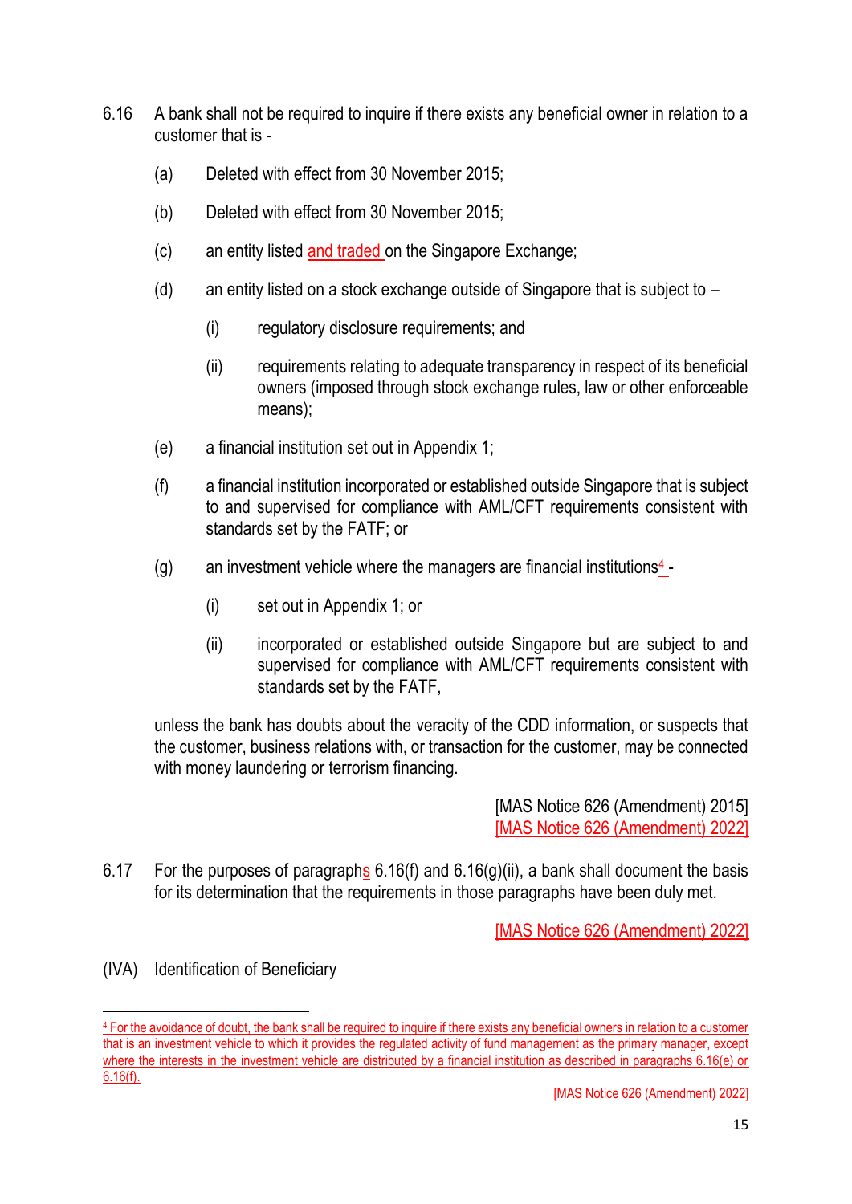6.16 A bank shall not be required to inquire if there exists any beneficial owner in relation to a customer that is -

(a) Deleted with effect from 30 November 2015;

(b) Deleted with effect from 30 November 2015;

(c) an entity listed and traded on the Singapore Exchange;

(d) an entity listed on a stock exchange outside of Singapore that is subject to –

(i) regulatory disclosure requirements; and

(ii) requirements relating to adequate transparency in respect of its beneficial owners (imposed through stock exchange rules, law or other enforceable means);

(e) a financial institution set out in Appendix 1;

(f) a financial institution incorporated or established outside Singapore that is subject to and supervised for compliance with AML/CFT requirements consistent with standards set by the FATF; or

(g) an investment vehicle where the managers are financial institutions[4] -

(i) set out in Appendix 1; or

(ii) incorporated or established outside Singapore but are subject to and supervised for compliance with AML/CFT requirements consistent with standards set by the FATF,

unless the bank has doubts about the veracity of the CDD information, or suspects that the customer, business relations with, or transaction for the customer, may be connected with money laundering or terrorism financing.

[MAS Notice 626 (Amendment) 2015]
[MAS Notice 626 (Amendment) 2022]

6.17 For the purposes of paragraphs 6.16(f) and 6.16(g)(ii), a bank shall document the basis for its determination that the requirements in those paragraphs have been duly met.

[MAS Notice 626 (Amendment) 2022]

(IVA) Identification of Beneficiary

---

[4] For the avoidance of doubt, the bank shall be required to inquire if there exists any beneficial owners in relation to a customer that is an investment vehicle to which it provides the regulated activity of fund management as the primary manager, except where the interests in the investment vehicle are distributed by a financial institution as described in paragraphs 6.16(e) or 6.16(f).

[MAS Notice 626 (Amendment) 2022]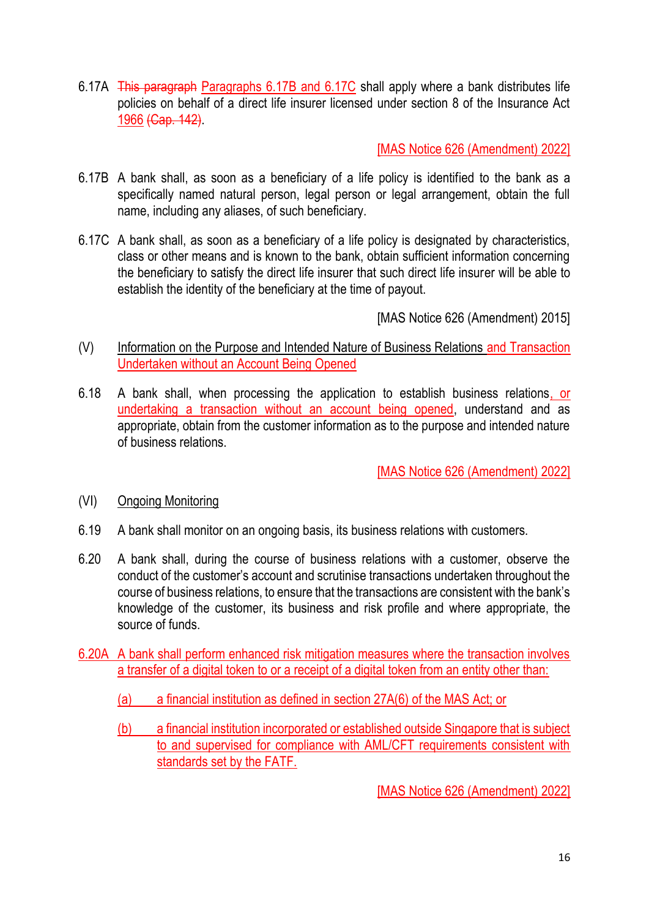6.17A ~~This paragraph~~ Paragraphs 6.17B and 6.17C shall apply where a bank distributes life policies on behalf of a direct life insurer licensed under section 8 of the Insurance Act 1966 ~~(Cap. 142)~~.

[MAS Notice 626 (Amendment) 2022]

6.17B A bank shall, as soon as a beneficiary of a life policy is identified to the bank as a specifically named natural person, legal person or legal arrangement, obtain the full name, including any aliases, of such beneficiary.

6.17C A bank shall, as soon as a beneficiary of a life policy is designated by characteristics, class or other means and is known to the bank, obtain sufficient information concerning the beneficiary to satisfy the direct life insurer that such direct life insurer will be able to establish the identity of the beneficiary at the time of payout.

[MAS Notice 626 (Amendment) 2015]

(V) Information on the Purpose and Intended Nature of Business Relations and Transaction Undertaken without an Account Being Opened

6.18 A bank shall, when processing the application to establish business relations, or undertaking a transaction without an account being opened, understand and as appropriate, obtain from the customer information as to the purpose and intended nature of business relations.

[MAS Notice 626 (Amendment) 2022]

(VI) Ongoing Monitoring

6.19 A bank shall monitor on an ongoing basis, its business relations with customers.

6.20 A bank shall, during the course of business relations with a customer, observe the conduct of the customer's account and scrutinise transactions undertaken throughout the course of business relations, to ensure that the transactions are consistent with the bank's knowledge of the customer, its business and risk profile and where appropriate, the source of funds.

6.20A A bank shall perform enhanced risk mitigation measures where the transaction involves a transfer of a digital token to or a receipt of a digital token from an entity other than:

(a) a financial institution as defined in section 27A(6) of the MAS Act; or

(b) a financial institution incorporated or established outside Singapore that is subject to and supervised for compliance with AML/CFT requirements consistent with standards set by the FATF.

[MAS Notice 626 (Amendment) 2022]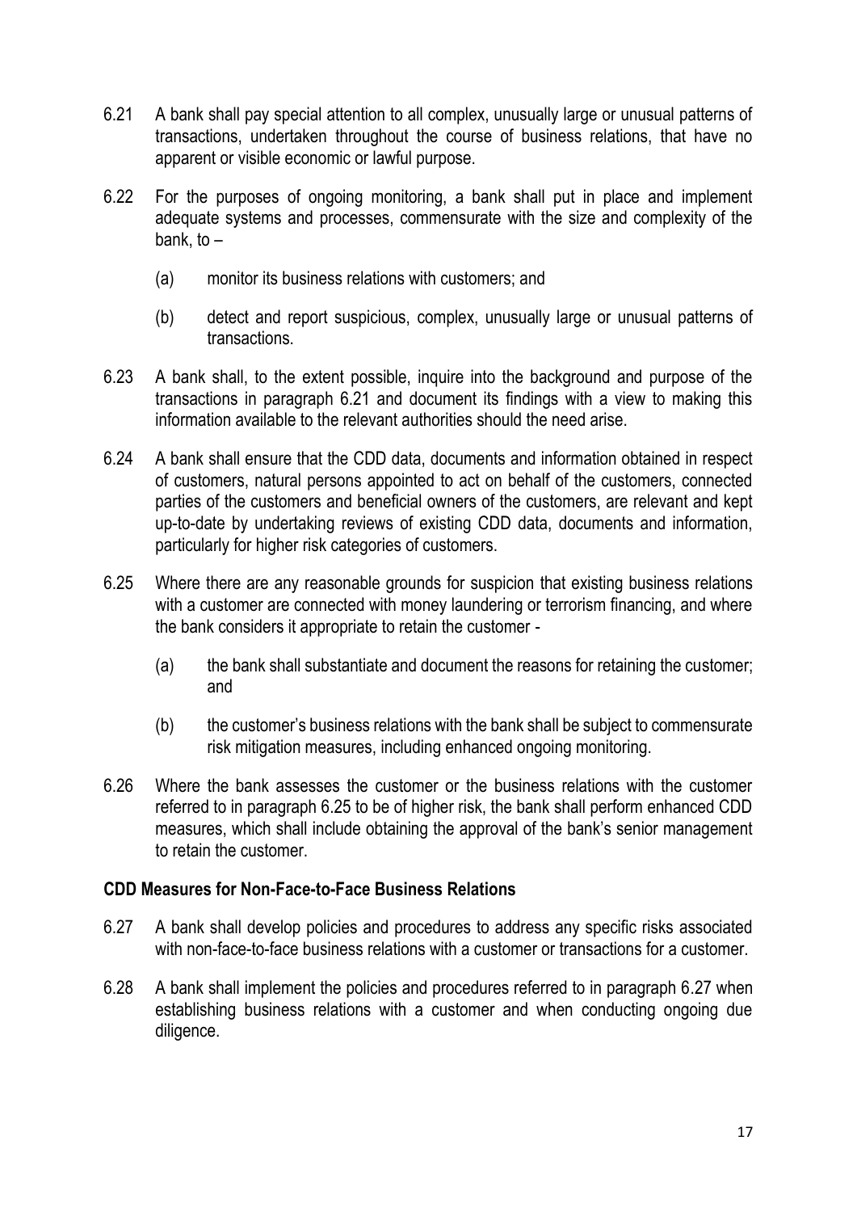6.21 A bank shall pay special attention to all complex, unusually large or unusual patterns of transactions, undertaken throughout the course of business relations, that have no apparent or visible economic or lawful purpose.

6.22 For the purposes of ongoing monitoring, a bank shall put in place and implement adequate systems and processes, commensurate with the size and complexity of the bank, to –

(a) monitor its business relations with customers; and

(b) detect and report suspicious, complex, unusually large or unusual patterns of transactions.

6.23 A bank shall, to the extent possible, inquire into the background and purpose of the transactions in paragraph 6.21 and document its findings with a view to making this information available to the relevant authorities should the need arise.

6.24 A bank shall ensure that the CDD data, documents and information obtained in respect of customers, natural persons appointed to act on behalf of the customers, connected parties of the customers and beneficial owners of the customers, are relevant and kept up-to-date by undertaking reviews of existing CDD data, documents and information, particularly for higher risk categories of customers.

6.25 Where there are any reasonable grounds for suspicion that existing business relations with a customer are connected with money laundering or terrorism financing, and where the bank considers it appropriate to retain the customer -

(a) the bank shall substantiate and document the reasons for retaining the customer; and

(b) the customer's business relations with the bank shall be subject to commensurate risk mitigation measures, including enhanced ongoing monitoring.

6.26 Where the bank assesses the customer or the business relations with the customer referred to in paragraph 6.25 to be of higher risk, the bank shall perform enhanced CDD measures, which shall include obtaining the approval of the bank's senior management to retain the customer.

**CDD Measures for Non-Face-to-Face Business Relations**

6.27 A bank shall develop policies and procedures to address any specific risks associated with non-face-to-face business relations with a customer or transactions for a customer.

6.28 A bank shall implement the policies and procedures referred to in paragraph 6.27 when establishing business relations with a customer and when conducting ongoing due diligence.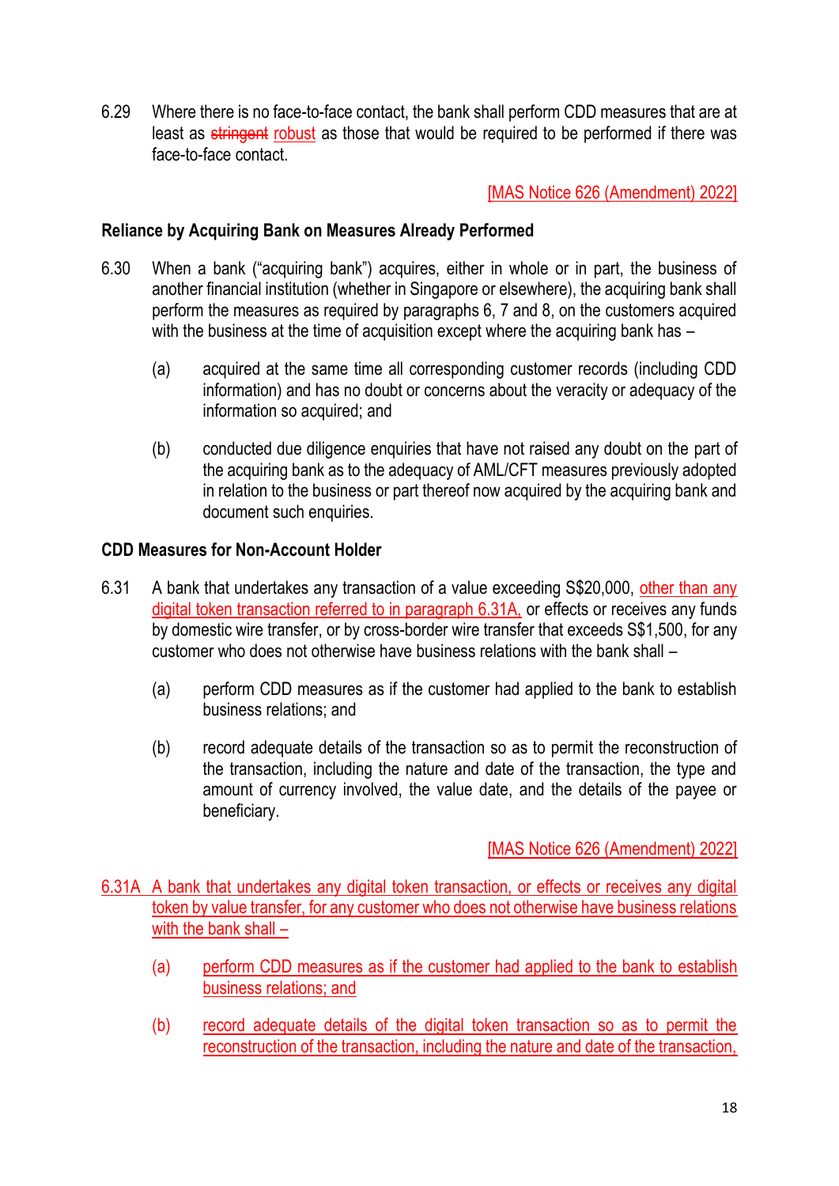6.29 Where there is no face-to-face contact, the bank shall perform CDD measures that are at least as ~~stringent~~ robust as those that would be required to be performed if there was face-to-face contact.

[MAS Notice 626 (Amendment) 2022]

**Reliance by Acquiring Bank on Measures Already Performed**

6.30 When a bank ("acquiring bank") acquires, either in whole or in part, the business of another financial institution (whether in Singapore or elsewhere), the acquiring bank shall perform the measures as required by paragraphs 6, 7 and 8, on the customers acquired with the business at the time of acquisition except where the acquiring bank has –

(a) acquired at the same time all corresponding customer records (including CDD information) and has no doubt or concerns about the veracity or adequacy of the information so acquired; and

(b) conducted due diligence enquiries that have not raised any doubt on the part of the acquiring bank as to the adequacy of AML/CFT measures previously adopted in relation to the business or part thereof now acquired by the acquiring bank and document such enquiries.

**CDD Measures for Non-Account Holder**

6.31 A bank that undertakes any transaction of a value exceeding S$20,000, other than any digital token transaction referred to in paragraph 6.31A, or effects or receives any funds by domestic wire transfer, or by cross-border wire transfer that exceeds S$1,500, for any customer who does not otherwise have business relations with the bank shall –

(a) perform CDD measures as if the customer had applied to the bank to establish business relations; and

(b) record adequate details of the transaction so as to permit the reconstruction of the transaction, including the nature and date of the transaction, the type and amount of currency involved, the value date, and the details of the payee or beneficiary.

[MAS Notice 626 (Amendment) 2022]

6.31A A bank that undertakes any digital token transaction, or effects or receives any digital token by value transfer, for any customer who does not otherwise have business relations with the bank shall –

(a) perform CDD measures as if the customer had applied to the bank to establish business relations; and

(b) record adequate details of the digital token transaction so as to permit the reconstruction of the transaction, including the nature and date of the transaction,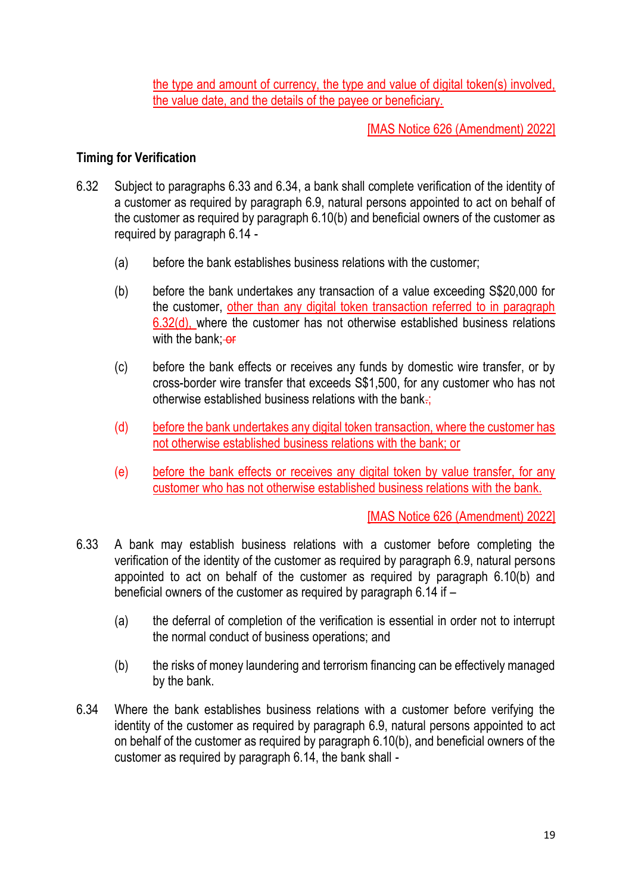the type and amount of currency, the type and value of digital token(s) involved, the value date, and the details of the payee or beneficiary.

[MAS Notice 626 (Amendment) 2022]

**Timing for Verification**

6.32 Subject to paragraphs 6.33 and 6.34, a bank shall complete verification of the identity of a customer as required by paragraph 6.9, natural persons appointed to act on behalf of the customer as required by paragraph 6.10(b) and beneficial owners of the customer as required by paragraph 6.14 -

(a) before the bank establishes business relations with the customer;

(b) before the bank undertakes any transaction of a value exceeding S$20,000 for the customer, other than any digital token transaction referred to in paragraph 6.32(d), where the customer has not otherwise established business relations with the bank; ~~or~~

(c) before the bank effects or receives any funds by domestic wire transfer, or by cross-border wire transfer that exceeds S$1,500, for any customer who has not otherwise established business relations with the bank~~.~~;

(d) before the bank undertakes any digital token transaction, where the customer has not otherwise established business relations with the bank; or

(e) before the bank effects or receives any digital token by value transfer, for any customer who has not otherwise established business relations with the bank.

[MAS Notice 626 (Amendment) 2022]

6.33 A bank may establish business relations with a customer before completing the verification of the identity of the customer as required by paragraph 6.9, natural persons appointed to act on behalf of the customer as required by paragraph 6.10(b) and beneficial owners of the customer as required by paragraph 6.14 if –

(a) the deferral of completion of the verification is essential in order not to interrupt the normal conduct of business operations; and

(b) the risks of money laundering and terrorism financing can be effectively managed by the bank.

6.34 Where the bank establishes business relations with a customer before verifying the identity of the customer as required by paragraph 6.9, natural persons appointed to act on behalf of the customer as required by paragraph 6.10(b), and beneficial owners of the customer as required by paragraph 6.14, the bank shall -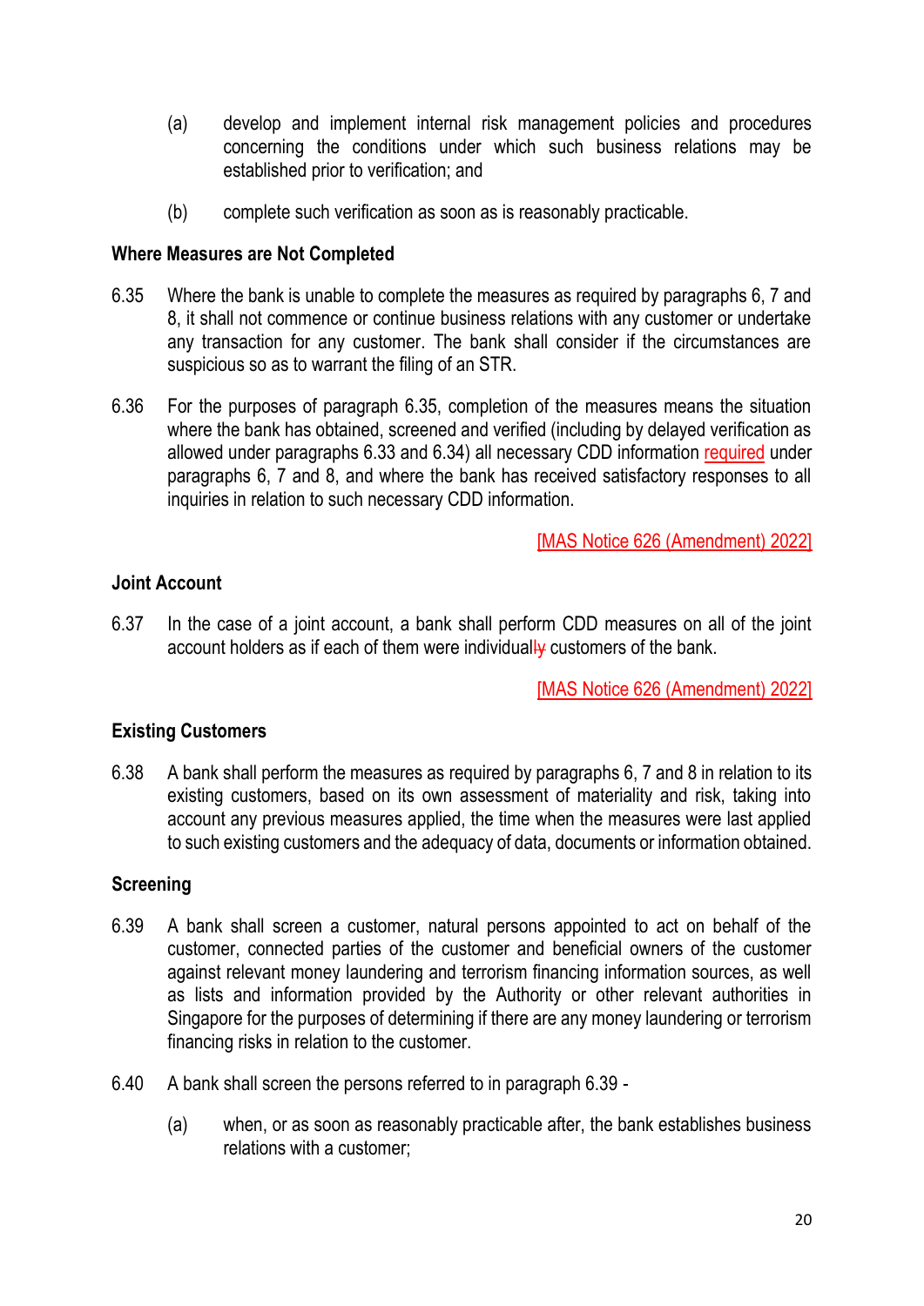(a) develop and implement internal risk management policies and procedures concerning the conditions under which such business relations may be established prior to verification; and

(b) complete such verification as soon as is reasonably practicable.

**Where Measures are Not Completed**

6.35 Where the bank is unable to complete the measures as required by paragraphs 6, 7 and 8, it shall not commence or continue business relations with any customer or undertake any transaction for any customer. The bank shall consider if the circumstances are suspicious so as to warrant the filing of an STR.

6.36 For the purposes of paragraph 6.35, completion of the measures means the situation where the bank has obtained, screened and verified (including by delayed verification as allowed under paragraphs 6.33 and 6.34) all necessary CDD information required under paragraphs 6, 7 and 8, and where the bank has received satisfactory responses to all inquiries in relation to such necessary CDD information.

[MAS Notice 626 (Amendment) 2022]

**Joint Account**

6.37 In the case of a joint account, a bank shall perform CDD measures on all of the joint account holders as if each of them were individual~~ly~~ customers of the bank.

[MAS Notice 626 (Amendment) 2022]

**Existing Customers**

6.38 A bank shall perform the measures as required by paragraphs 6, 7 and 8 in relation to its existing customers, based on its own assessment of materiality and risk, taking into account any previous measures applied, the time when the measures were last applied to such existing customers and the adequacy of data, documents or information obtained.

**Screening**

6.39 A bank shall screen a customer, natural persons appointed to act on behalf of the customer, connected parties of the customer and beneficial owners of the customer against relevant money laundering and terrorism financing information sources, as well as lists and information provided by the Authority or other relevant authorities in Singapore for the purposes of determining if there are any money laundering or terrorism financing risks in relation to the customer.

6.40 A bank shall screen the persons referred to in paragraph 6.39 -

(a) when, or as soon as reasonably practicable after, the bank establishes business relations with a customer;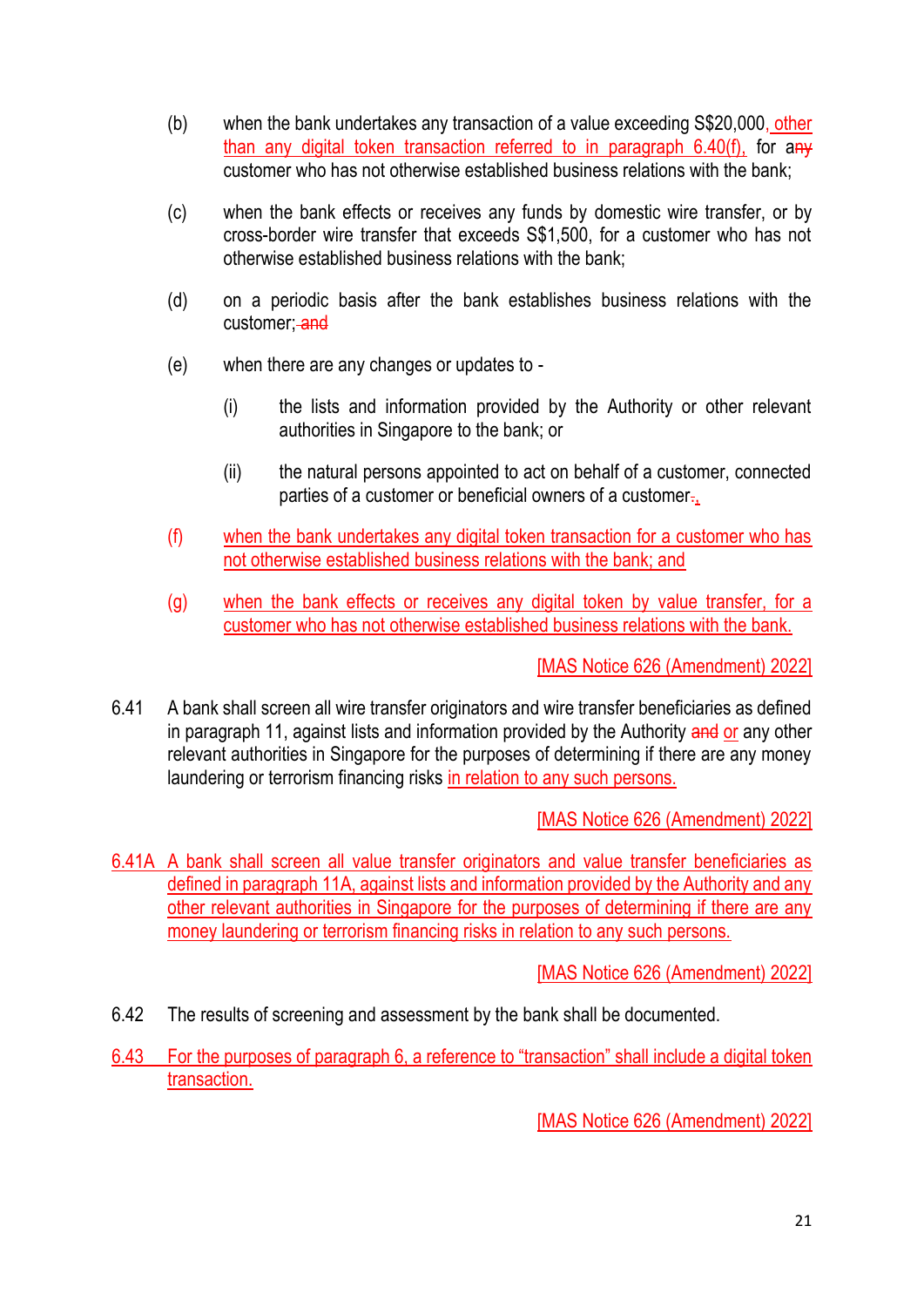(b) when the bank undertakes any transaction of a value exceeding S$20,000, other than any digital token transaction referred to in paragraph 6.40(f), for any customer who has not otherwise established business relations with the bank;

(c) when the bank effects or receives any funds by domestic wire transfer, or by cross-border wire transfer that exceeds S$1,500, for a customer who has not otherwise established business relations with the bank;

(d) on a periodic basis after the bank establishes business relations with the customer; and

(e) when there are any changes or updates to -

  (i) the lists and information provided by the Authority or other relevant authorities in Singapore to the bank; or

  (ii) the natural persons appointed to act on behalf of a customer, connected parties of a customer or beneficial owners of a customer.,

(f) when the bank undertakes any digital token transaction for a customer who has not otherwise established business relations with the bank; and

(g) when the bank effects or receives any digital token by value transfer, for a customer who has not otherwise established business relations with the bank.

[MAS Notice 626 (Amendment) 2022]

6.41 A bank shall screen all wire transfer originators and wire transfer beneficiaries as defined in paragraph 11, against lists and information provided by the Authority and or any other relevant authorities in Singapore for the purposes of determining if there are any money laundering or terrorism financing risks in relation to any such persons.

[MAS Notice 626 (Amendment) 2022]

6.41A A bank shall screen all value transfer originators and value transfer beneficiaries as defined in paragraph 11A, against lists and information provided by the Authority and any other relevant authorities in Singapore for the purposes of determining if there are any money laundering or terrorism financing risks in relation to any such persons.

[MAS Notice 626 (Amendment) 2022]

6.42 The results of screening and assessment by the bank shall be documented.

6.43 For the purposes of paragraph 6, a reference to "transaction" shall include a digital token transaction.

[MAS Notice 626 (Amendment) 2022]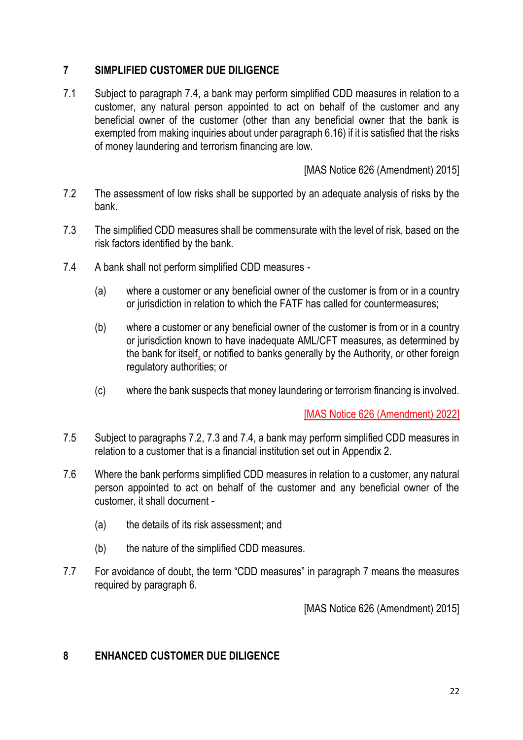## 7 SIMPLIFIED CUSTOMER DUE DILIGENCE

7.1 Subject to paragraph 7.4, a bank may perform simplified CDD measures in relation to a customer, any natural person appointed to act on behalf of the customer and any beneficial owner of the customer (other than any beneficial owner that the bank is exempted from making inquiries about under paragraph 6.16) if it is satisfied that the risks of money laundering and terrorism financing are low.

[MAS Notice 626 (Amendment) 2015]

7.2 The assessment of low risks shall be supported by an adequate analysis of risks by the bank.

7.3 The simplified CDD measures shall be commensurate with the level of risk, based on the risk factors identified by the bank.

7.4 A bank shall not perform simplified CDD measures -

(a) where a customer or any beneficial owner of the customer is from or in a country or jurisdiction in relation to which the FATF has called for countermeasures;

(b) where a customer or any beneficial owner of the customer is from or in a country or jurisdiction known to have inadequate AML/CFT measures, as determined by the bank for itself, or notified to banks generally by the Authority, or other foreign regulatory authorities; or

(c) where the bank suspects that money laundering or terrorism financing is involved.

[MAS Notice 626 (Amendment) 2022]

7.5 Subject to paragraphs 7.2, 7.3 and 7.4, a bank may perform simplified CDD measures in relation to a customer that is a financial institution set out in Appendix 2.

7.6 Where the bank performs simplified CDD measures in relation to a customer, any natural person appointed to act on behalf of the customer and any beneficial owner of the customer, it shall document -

(a) the details of its risk assessment; and

(b) the nature of the simplified CDD measures.

7.7 For avoidance of doubt, the term "CDD measures" in paragraph 7 means the measures required by paragraph 6.

[MAS Notice 626 (Amendment) 2015]

## 8 ENHANCED CUSTOMER DUE DILIGENCE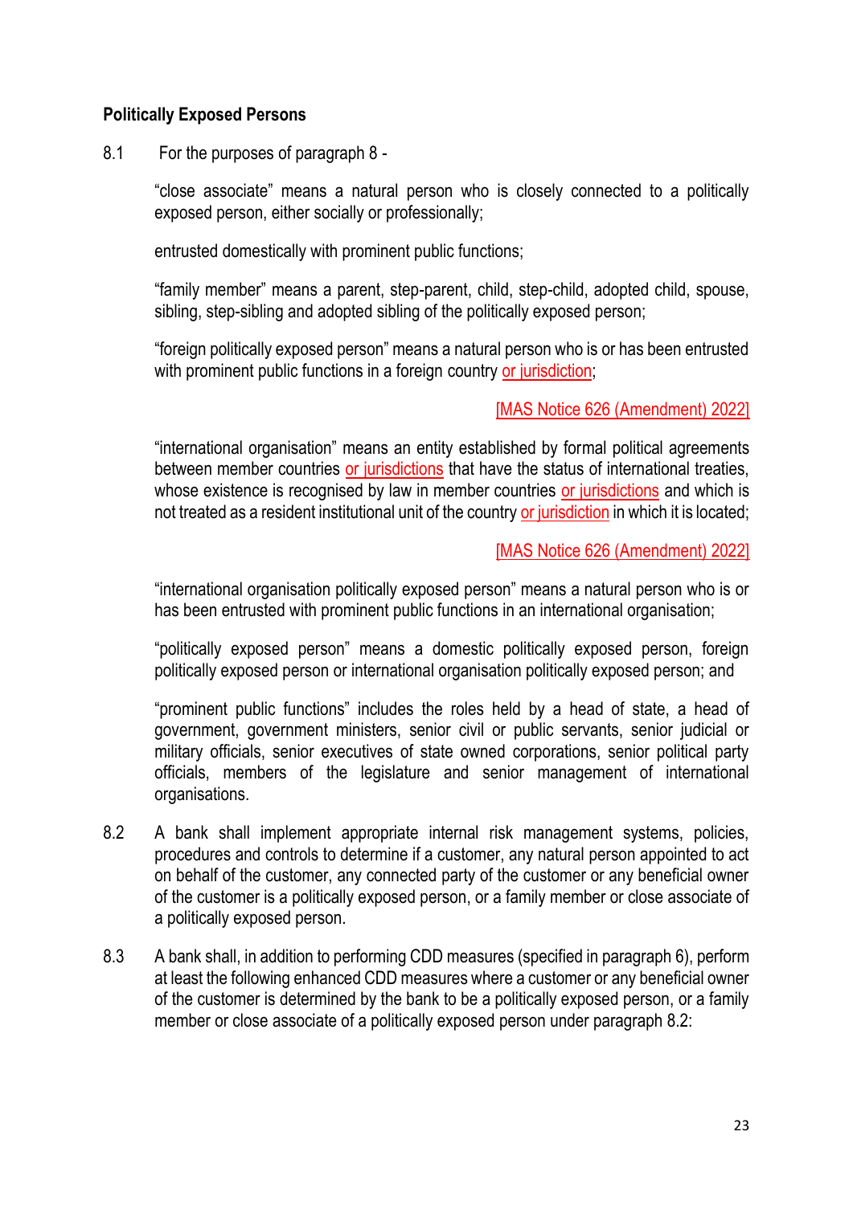**Politically Exposed Persons**

8.1 For the purposes of paragraph 8 -

"close associate" means a natural person who is closely connected to a politically exposed person, either socially or professionally;

entrusted domestically with prominent public functions;

"family member" means a parent, step-parent, child, step-child, adopted child, spouse, sibling, step-sibling and adopted sibling of the politically exposed person;

"foreign politically exposed person" means a natural person who is or has been entrusted with prominent public functions in a foreign country or jurisdiction;

[MAS Notice 626 (Amendment) 2022]

"international organisation" means an entity established by formal political agreements between member countries or jurisdictions that have the status of international treaties, whose existence is recognised by law in member countries or jurisdictions and which is not treated as a resident institutional unit of the country or jurisdiction in which it is located;

[MAS Notice 626 (Amendment) 2022]

"international organisation politically exposed person" means a natural person who is or has been entrusted with prominent public functions in an international organisation;

"politically exposed person" means a domestic politically exposed person, foreign politically exposed person or international organisation politically exposed person; and

"prominent public functions" includes the roles held by a head of state, a head of government, government ministers, senior civil or public servants, senior judicial or military officials, senior executives of state owned corporations, senior political party officials, members of the legislature and senior management of international organisations.

8.2 A bank shall implement appropriate internal risk management systems, policies, procedures and controls to determine if a customer, any natural person appointed to act on behalf of the customer, any connected party of the customer or any beneficial owner of the customer is a politically exposed person, or a family member or close associate of a politically exposed person.

8.3 A bank shall, in addition to performing CDD measures (specified in paragraph 6), perform at least the following enhanced CDD measures where a customer or any beneficial owner of the customer is determined by the bank to be a politically exposed person, or a family member or close associate of a politically exposed person under paragraph 8.2: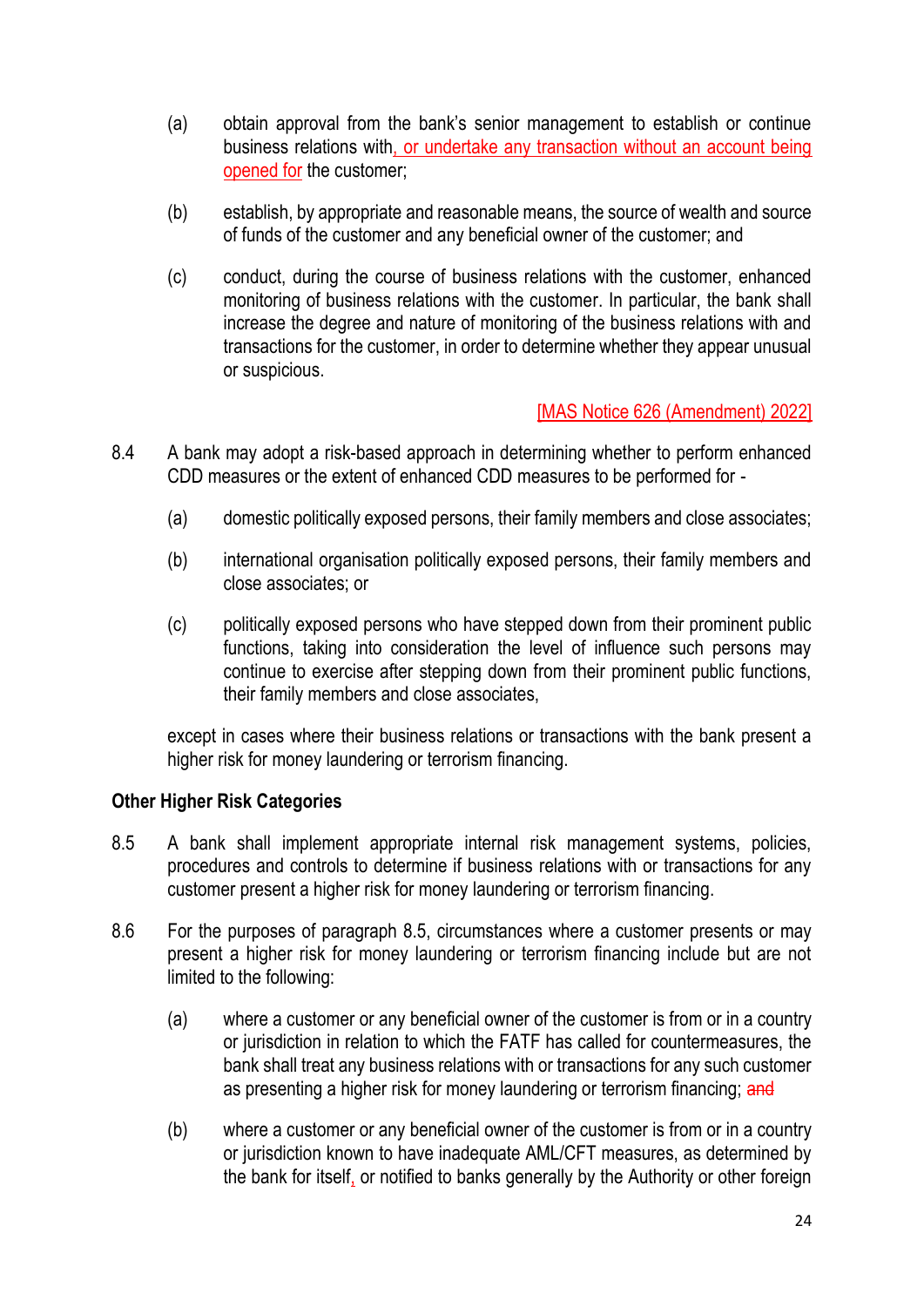(a) obtain approval from the bank's senior management to establish or continue business relations with, or undertake any transaction without an account being opened for the customer;

(b) establish, by appropriate and reasonable means, the source of wealth and source of funds of the customer and any beneficial owner of the customer; and

(c) conduct, during the course of business relations with the customer, enhanced monitoring of business relations with the customer. In particular, the bank shall increase the degree and nature of monitoring of the business relations with and transactions for the customer, in order to determine whether they appear unusual or suspicious.

[MAS Notice 626 (Amendment) 2022]

8.4 A bank may adopt a risk-based approach in determining whether to perform enhanced CDD measures or the extent of enhanced CDD measures to be performed for -

(a) domestic politically exposed persons, their family members and close associates;

(b) international organisation politically exposed persons, their family members and close associates; or

(c) politically exposed persons who have stepped down from their prominent public functions, taking into consideration the level of influence such persons may continue to exercise after stepping down from their prominent public functions, their family members and close associates,

except in cases where their business relations or transactions with the bank present a higher risk for money laundering or terrorism financing.

**Other Higher Risk Categories**

8.5 A bank shall implement appropriate internal risk management systems, policies, procedures and controls to determine if business relations with or transactions for any customer present a higher risk for money laundering or terrorism financing.

8.6 For the purposes of paragraph 8.5, circumstances where a customer presents or may present a higher risk for money laundering or terrorism financing include but are not limited to the following:

(a) where a customer or any beneficial owner of the customer is from or in a country or jurisdiction in relation to which the FATF has called for countermeasures, the bank shall treat any business relations with or transactions for any such customer as presenting a higher risk for money laundering or terrorism financing; ~~and~~

(b) where a customer or any beneficial owner of the customer is from or in a country or jurisdiction known to have inadequate AML/CFT measures, as determined by the bank for itself, or notified to banks generally by the Authority or other foreign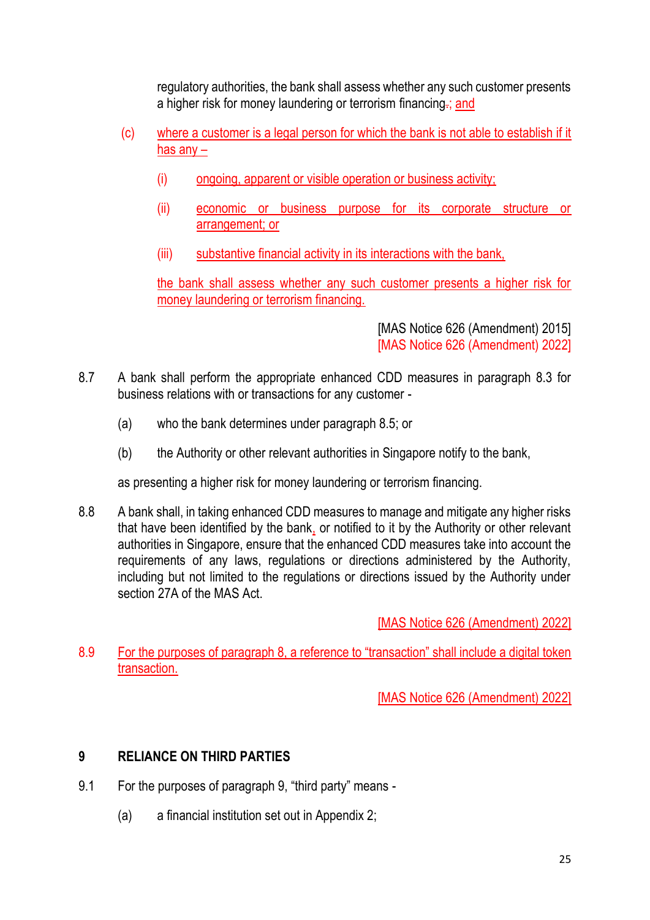regulatory authorities, the bank shall assess whether any such customer presents a higher risk for money laundering or terrorism financing.; and

(c) where a customer is a legal person for which the bank is not able to establish if it has any –

(i) ongoing, apparent or visible operation or business activity;

(ii) economic or business purpose for its corporate structure or arrangement; or

(iii) substantive financial activity in its interactions with the bank,

the bank shall assess whether any such customer presents a higher risk for money laundering or terrorism financing.

[MAS Notice 626 (Amendment) 2015]
[MAS Notice 626 (Amendment) 2022]

8.7 A bank shall perform the appropriate enhanced CDD measures in paragraph 8.3 for business relations with or transactions for any customer -

(a) who the bank determines under paragraph 8.5; or

(b) the Authority or other relevant authorities in Singapore notify to the bank,

as presenting a higher risk for money laundering or terrorism financing.

8.8 A bank shall, in taking enhanced CDD measures to manage and mitigate any higher risks that have been identified by the bank, or notified to it by the Authority or other relevant authorities in Singapore, ensure that the enhanced CDD measures take into account the requirements of any laws, regulations or directions administered by the Authority, including but not limited to the regulations or directions issued by the Authority under section 27A of the MAS Act.

[MAS Notice 626 (Amendment) 2022]

8.9 For the purposes of paragraph 8, a reference to "transaction" shall include a digital token transaction.

[MAS Notice 626 (Amendment) 2022]

## 9 RELIANCE ON THIRD PARTIES

9.1 For the purposes of paragraph 9, "third party" means -

(a) a financial institution set out in Appendix 2;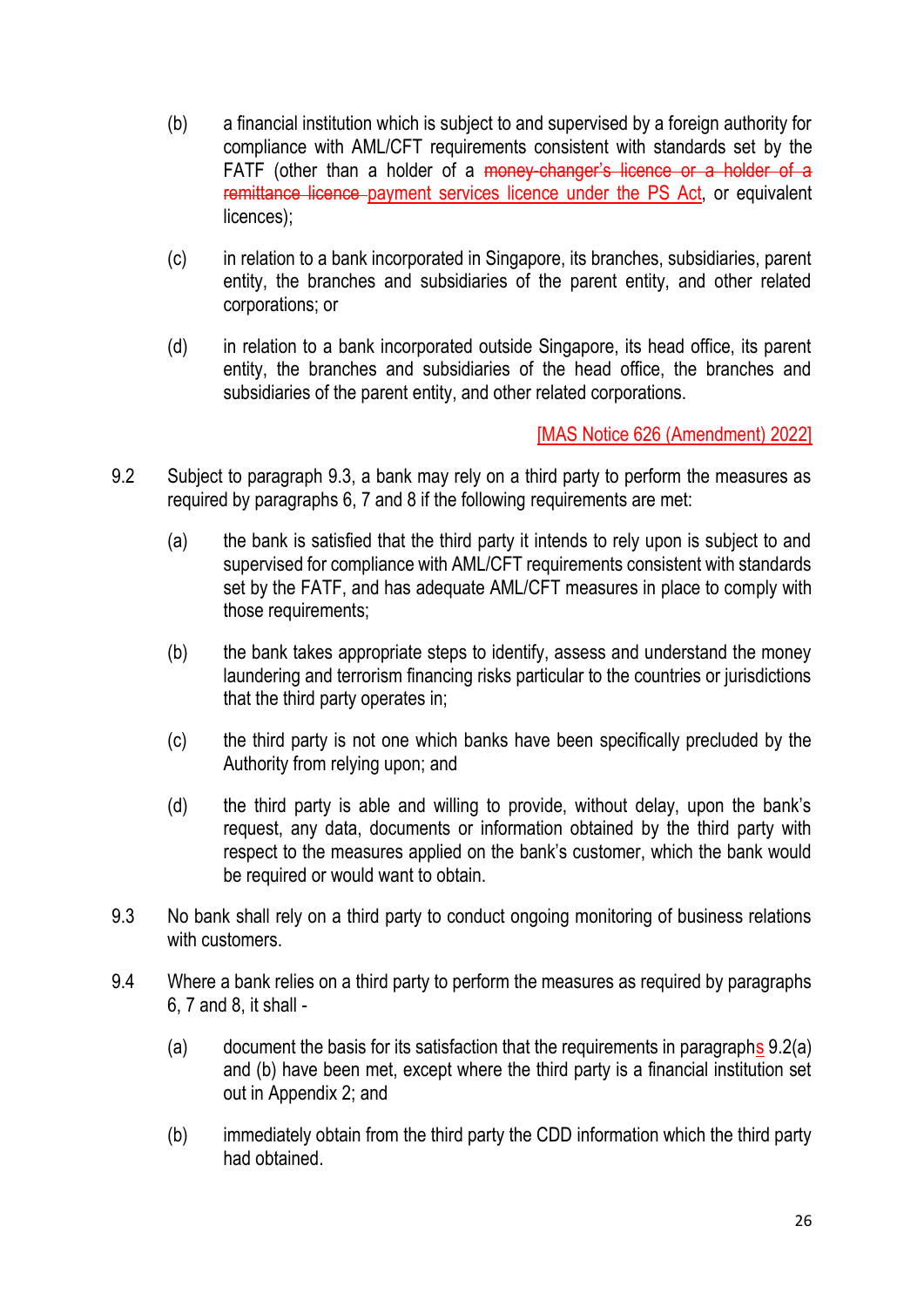(b) a financial institution which is subject to and supervised by a foreign authority for compliance with AML/CFT requirements consistent with standards set by the FATF (other than a holder of a ~~money-changer's licence or a holder of a remittance licence~~ payment services licence under the PS Act, or equivalent licences);

(c) in relation to a bank incorporated in Singapore, its branches, subsidiaries, parent entity, the branches and subsidiaries of the parent entity, and other related corporations; or

(d) in relation to a bank incorporated outside Singapore, its head office, its parent entity, the branches and subsidiaries of the head office, the branches and subsidiaries of the parent entity, and other related corporations.

[MAS Notice 626 (Amendment) 2022]

9.2 Subject to paragraph 9.3, a bank may rely on a third party to perform the measures as required by paragraphs 6, 7 and 8 if the following requirements are met:

(a) the bank is satisfied that the third party it intends to rely upon is subject to and supervised for compliance with AML/CFT requirements consistent with standards set by the FATF, and has adequate AML/CFT measures in place to comply with those requirements;

(b) the bank takes appropriate steps to identify, assess and understand the money laundering and terrorism financing risks particular to the countries or jurisdictions that the third party operates in;

(c) the third party is not one which banks have been specifically precluded by the Authority from relying upon; and

(d) the third party is able and willing to provide, without delay, upon the bank's request, any data, documents or information obtained by the third party with respect to the measures applied on the bank's customer, which the bank would be required or would want to obtain.

9.3 No bank shall rely on a third party to conduct ongoing monitoring of business relations with customers.

9.4 Where a bank relies on a third party to perform the measures as required by paragraphs 6, 7 and 8, it shall -

(a) document the basis for its satisfaction that the requirements in paragraphs 9.2(a) and (b) have been met, except where the third party is a financial institution set out in Appendix 2; and

(b) immediately obtain from the third party the CDD information which the third party had obtained.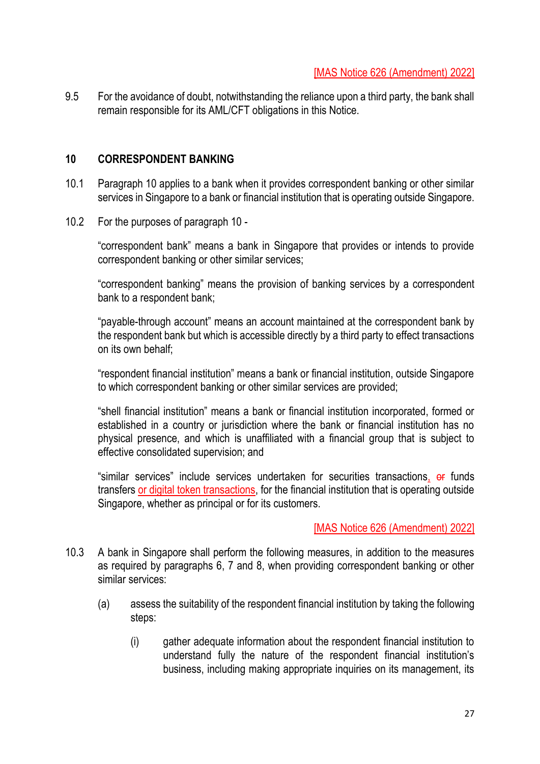[MAS Notice 626 (Amendment) 2022]

9.5 For the avoidance of doubt, notwithstanding the reliance upon a third party, the bank shall remain responsible for its AML/CFT obligations in this Notice.

## 10 CORRESPONDENT BANKING

10.1 Paragraph 10 applies to a bank when it provides correspondent banking or other similar services in Singapore to a bank or financial institution that is operating outside Singapore.

10.2 For the purposes of paragraph 10 -

"correspondent bank" means a bank in Singapore that provides or intends to provide correspondent banking or other similar services;

"correspondent banking" means the provision of banking services by a correspondent bank to a respondent bank;

"payable-through account" means an account maintained at the correspondent bank by the respondent bank but which is accessible directly by a third party to effect transactions on its own behalf;

"respondent financial institution" means a bank or financial institution, outside Singapore to which correspondent banking or other similar services are provided;

"shell financial institution" means a bank or financial institution incorporated, formed or established in a country or jurisdiction where the bank or financial institution has no physical presence, and which is unaffiliated with a financial group that is subject to effective consolidated supervision; and

"similar services" include services undertaken for securities transactions, ~~or~~ funds transfers or digital token transactions, for the financial institution that is operating outside Singapore, whether as principal or for its customers.

[MAS Notice 626 (Amendment) 2022]

10.3 A bank in Singapore shall perform the following measures, in addition to the measures as required by paragraphs 6, 7 and 8, when providing correspondent banking or other similar services:

(a) assess the suitability of the respondent financial institution by taking the following steps:

(i) gather adequate information about the respondent financial institution to understand fully the nature of the respondent financial institution's business, including making appropriate inquiries on its management, its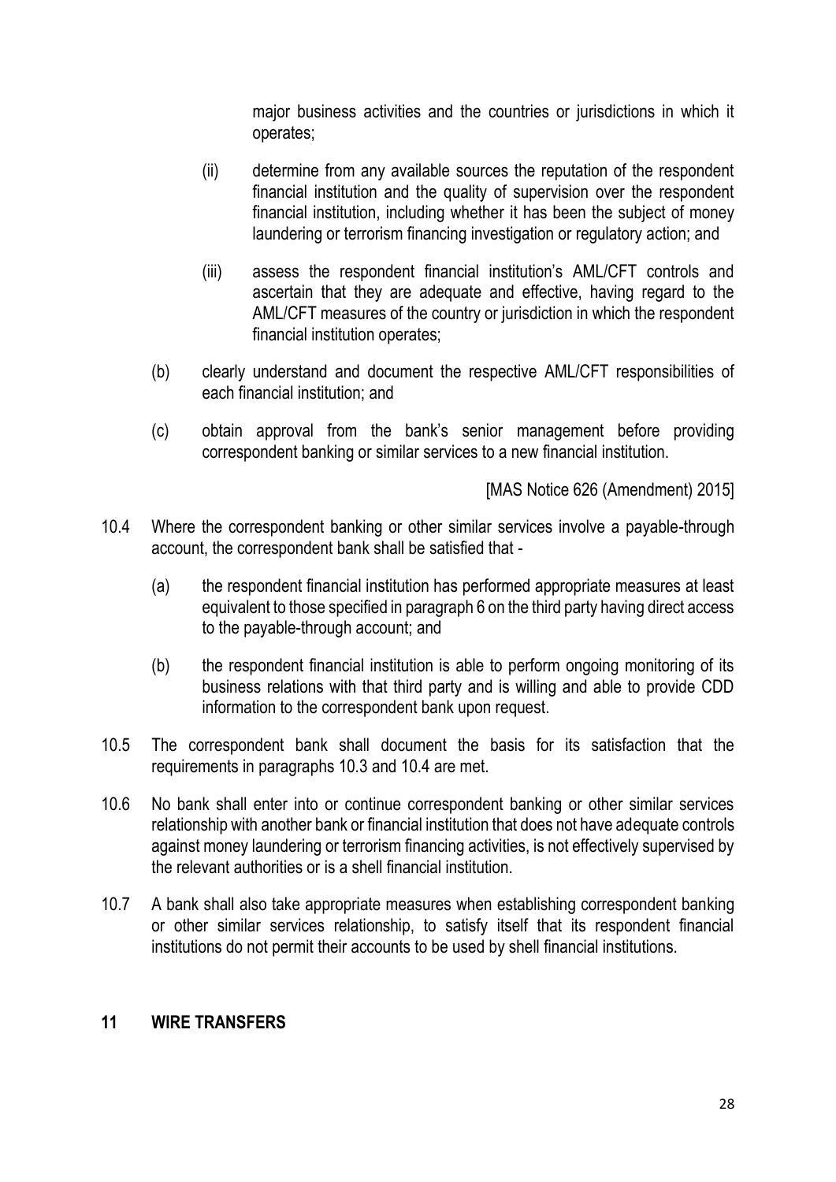major business activities and the countries or jurisdictions in which it operates;

(ii) determine from any available sources the reputation of the respondent financial institution and the quality of supervision over the respondent financial institution, including whether it has been the subject of money laundering or terrorism financing investigation or regulatory action; and

(iii) assess the respondent financial institution's AML/CFT controls and ascertain that they are adequate and effective, having regard to the AML/CFT measures of the country or jurisdiction in which the respondent financial institution operates;

(b) clearly understand and document the respective AML/CFT responsibilities of each financial institution; and

(c) obtain approval from the bank's senior management before providing correspondent banking or similar services to a new financial institution.

[MAS Notice 626 (Amendment) 2015]

10.4 Where the correspondent banking or other similar services involve a payable-through account, the correspondent bank shall be satisfied that -

(a) the respondent financial institution has performed appropriate measures at least equivalent to those specified in paragraph 6 on the third party having direct access to the payable-through account; and

(b) the respondent financial institution is able to perform ongoing monitoring of its business relations with that third party and is willing and able to provide CDD information to the correspondent bank upon request.

10.5 The correspondent bank shall document the basis for its satisfaction that the requirements in paragraphs 10.3 and 10.4 are met.

10.6 No bank shall enter into or continue correspondent banking or other similar services relationship with another bank or financial institution that does not have adequate controls against money laundering or terrorism financing activities, is not effectively supervised by the relevant authorities or is a shell financial institution.

10.7 A bank shall also take appropriate measures when establishing correspondent banking or other similar services relationship, to satisfy itself that its respondent financial institutions do not permit their accounts to be used by shell financial institutions.

## 11 WIRE TRANSFERS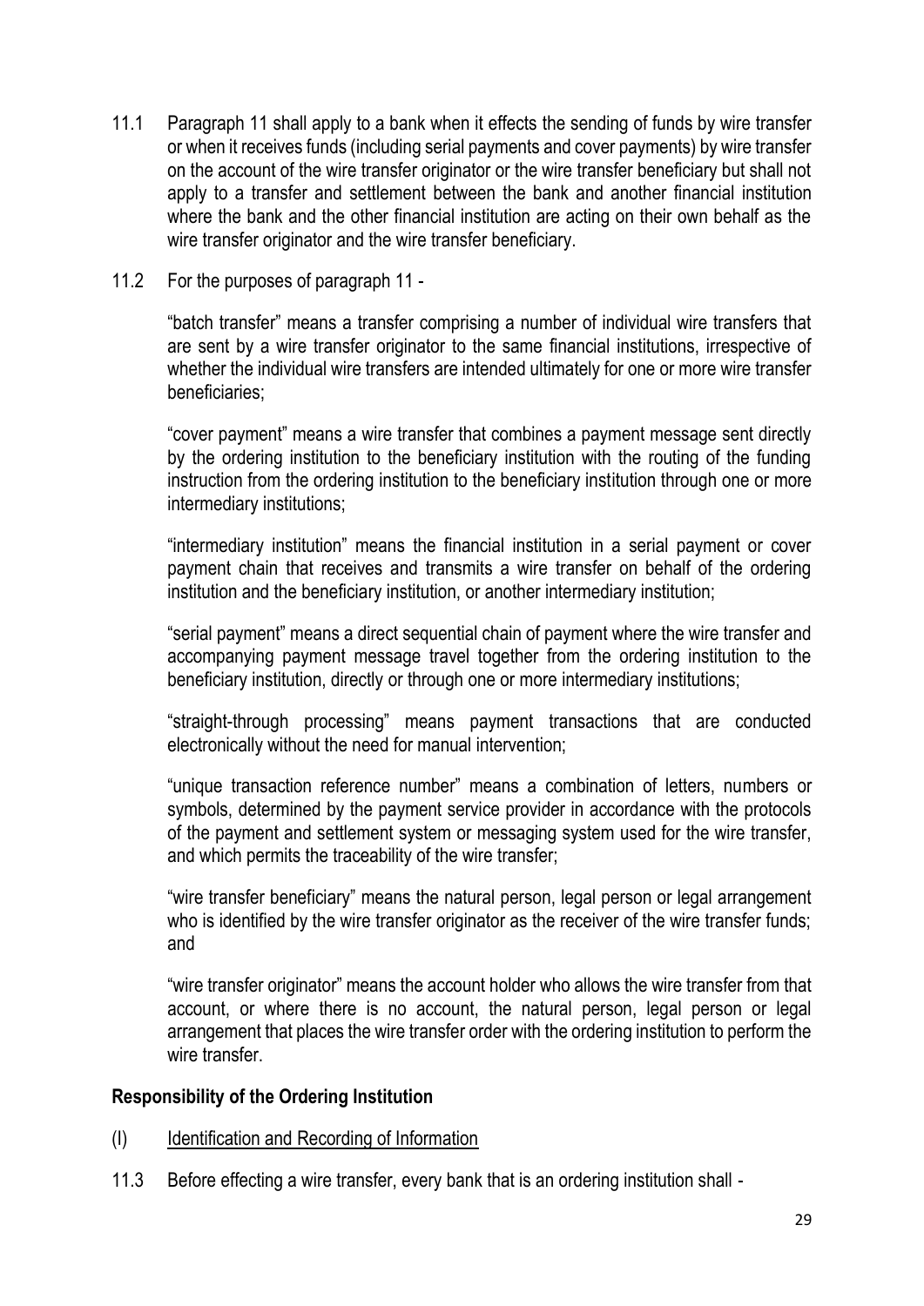11.1 Paragraph 11 shall apply to a bank when it effects the sending of funds by wire transfer or when it receives funds (including serial payments and cover payments) by wire transfer on the account of the wire transfer originator or the wire transfer beneficiary but shall not apply to a transfer and settlement between the bank and another financial institution where the bank and the other financial institution are acting on their own behalf as the wire transfer originator and the wire transfer beneficiary.

11.2 For the purposes of paragraph 11 -

"batch transfer" means a transfer comprising a number of individual wire transfers that are sent by a wire transfer originator to the same financial institutions, irrespective of whether the individual wire transfers are intended ultimately for one or more wire transfer beneficiaries;

"cover payment" means a wire transfer that combines a payment message sent directly by the ordering institution to the beneficiary institution with the routing of the funding instruction from the ordering institution to the beneficiary institution through one or more intermediary institutions;

"intermediary institution" means the financial institution in a serial payment or cover payment chain that receives and transmits a wire transfer on behalf of the ordering institution and the beneficiary institution, or another intermediary institution;

"serial payment" means a direct sequential chain of payment where the wire transfer and accompanying payment message travel together from the ordering institution to the beneficiary institution, directly or through one or more intermediary institutions;

"straight-through processing" means payment transactions that are conducted electronically without the need for manual intervention;

"unique transaction reference number" means a combination of letters, numbers or symbols, determined by the payment service provider in accordance with the protocols of the payment and settlement system or messaging system used for the wire transfer, and which permits the traceability of the wire transfer;

"wire transfer beneficiary" means the natural person, legal person or legal arrangement who is identified by the wire transfer originator as the receiver of the wire transfer funds; and

"wire transfer originator" means the account holder who allows the wire transfer from that account, or where there is no account, the natural person, legal person or legal arrangement that places the wire transfer order with the ordering institution to perform the wire transfer.

**Responsibility of the Ordering Institution**

(I) Identification and Recording of Information

11.3 Before effecting a wire transfer, every bank that is an ordering institution shall -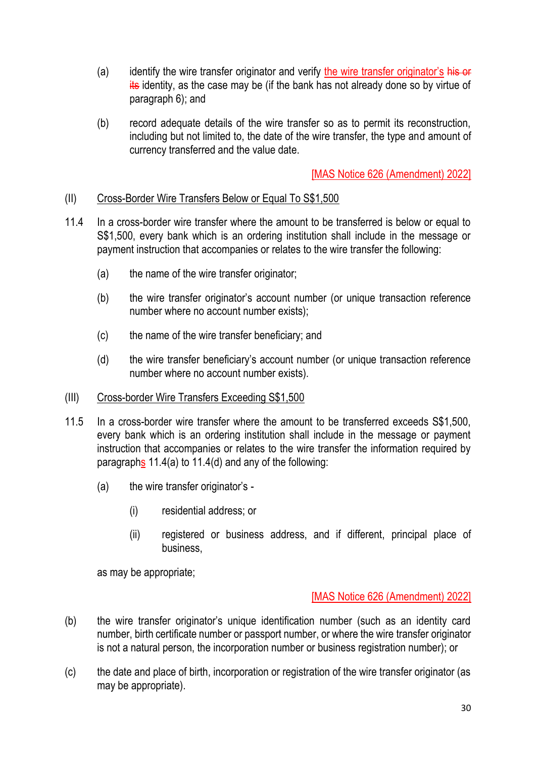(a) identify the wire transfer originator and verify the wire transfer originator's ~~his or its~~ identity, as the case may be (if the bank has not already done so by virtue of paragraph 6); and

(b) record adequate details of the wire transfer so as to permit its reconstruction, including but not limited to, the date of the wire transfer, the type and amount of currency transferred and the value date.

[MAS Notice 626 (Amendment) 2022]

(II) Cross-Border Wire Transfers Below or Equal To S$1,500

11.4 In a cross-border wire transfer where the amount to be transferred is below or equal to S$1,500, every bank which is an ordering institution shall include in the message or payment instruction that accompanies or relates to the wire transfer the following:

(a) the name of the wire transfer originator;

(b) the wire transfer originator's account number (or unique transaction reference number where no account number exists);

(c) the name of the wire transfer beneficiary; and

(d) the wire transfer beneficiary's account number (or unique transaction reference number where no account number exists).

(III) Cross-border Wire Transfers Exceeding S$1,500

11.5 In a cross-border wire transfer where the amount to be transferred exceeds S$1,500, every bank which is an ordering institution shall include in the message or payment instruction that accompanies or relates to the wire transfer the information required by paragraphs 11.4(a) to 11.4(d) and any of the following:

(a) the wire transfer originator's -

(i) residential address; or

(ii) registered or business address, and if different, principal place of business,

as may be appropriate;

[MAS Notice 626 (Amendment) 2022]

(b) the wire transfer originator's unique identification number (such as an identity card number, birth certificate number or passport number, or where the wire transfer originator is not a natural person, the incorporation number or business registration number); or

(c) the date and place of birth, incorporation or registration of the wire transfer originator (as may be appropriate).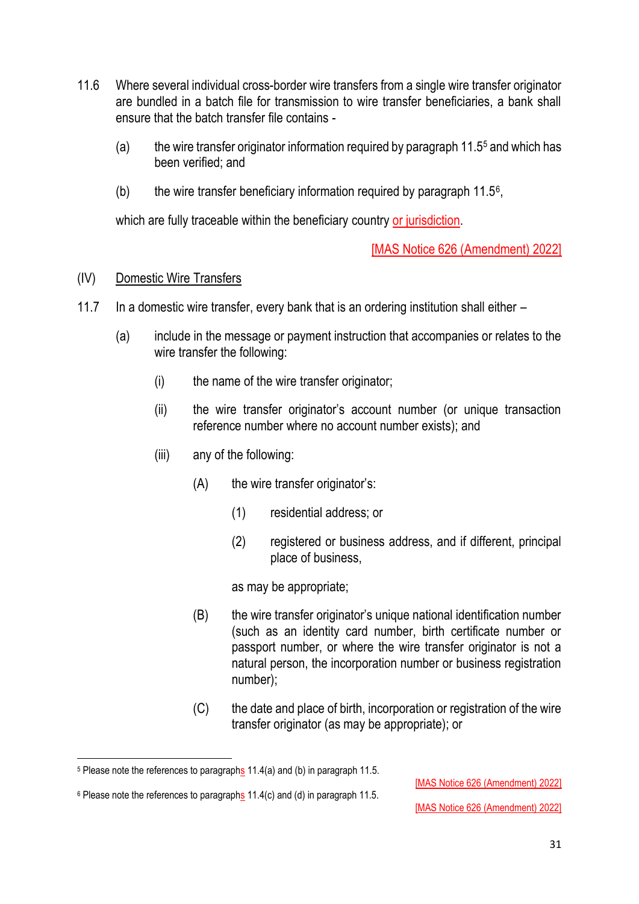11.6 Where several individual cross-border wire transfers from a single wire transfer originator are bundled in a batch file for transmission to wire transfer beneficiaries, a bank shall ensure that the batch transfer file contains -

(a) the wire transfer originator information required by paragraph 11.5[5] and which has been verified; and

(b) the wire transfer beneficiary information required by paragraph 11.5[6],

which are fully traceable within the beneficiary country or jurisdiction.

[MAS Notice 626 (Amendment) 2022]

(IV) Domestic Wire Transfers

11.7 In a domestic wire transfer, every bank that is an ordering institution shall either –

(a) include in the message or payment instruction that accompanies or relates to the wire transfer the following:

(i) the name of the wire transfer originator;

(ii) the wire transfer originator's account number (or unique transaction reference number where no account number exists); and

(iii) any of the following:

(A) the wire transfer originator's:

(1) residential address; or

(2) registered or business address, and if different, principal place of business,

as may be appropriate;

(B) the wire transfer originator's unique national identification number (such as an identity card number, birth certificate number or passport number, or where the wire transfer originator is not a natural person, the incorporation number or business registration number);

(C) the date and place of birth, incorporation or registration of the wire transfer originator (as may be appropriate); or

---

[5] Please note the references to paragraphs 11.4(a) and (b) in paragraph 11.5.

[MAS Notice 626 (Amendment) 2022]

[6] Please note the references to paragraphs 11.4(c) and (d) in paragraph 11.5.

[MAS Notice 626 (Amendment) 2022]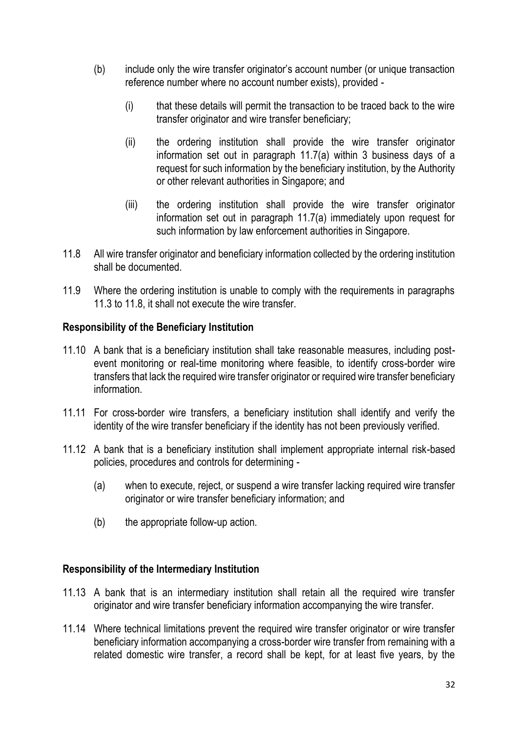(b) include only the wire transfer originator's account number (or unique transaction reference number where no account number exists), provided -

   (i) that these details will permit the transaction to be traced back to the wire transfer originator and wire transfer beneficiary;

   (ii) the ordering institution shall provide the wire transfer originator information set out in paragraph 11.7(a) within 3 business days of a request for such information by the beneficiary institution, by the Authority or other relevant authorities in Singapore; and

   (iii) the ordering institution shall provide the wire transfer originator information set out in paragraph 11.7(a) immediately upon request for such information by law enforcement authorities in Singapore.

11.8 All wire transfer originator and beneficiary information collected by the ordering institution shall be documented.

11.9 Where the ordering institution is unable to comply with the requirements in paragraphs 11.3 to 11.8, it shall not execute the wire transfer.

**Responsibility of the Beneficiary Institution**

11.10 A bank that is a beneficiary institution shall take reasonable measures, including post-event monitoring or real-time monitoring where feasible, to identify cross-border wire transfers that lack the required wire transfer originator or required wire transfer beneficiary information.

11.11 For cross-border wire transfers, a beneficiary institution shall identify and verify the identity of the wire transfer beneficiary if the identity has not been previously verified.

11.12 A bank that is a beneficiary institution shall implement appropriate internal risk-based policies, procedures and controls for determining -

   (a) when to execute, reject, or suspend a wire transfer lacking required wire transfer originator or wire transfer beneficiary information; and

   (b) the appropriate follow-up action.

**Responsibility of the Intermediary Institution**

11.13 A bank that is an intermediary institution shall retain all the required wire transfer originator and wire transfer beneficiary information accompanying the wire transfer.

11.14 Where technical limitations prevent the required wire transfer originator or wire transfer beneficiary information accompanying a cross-border wire transfer from remaining with a related domestic wire transfer, a record shall be kept, for at least five years, by the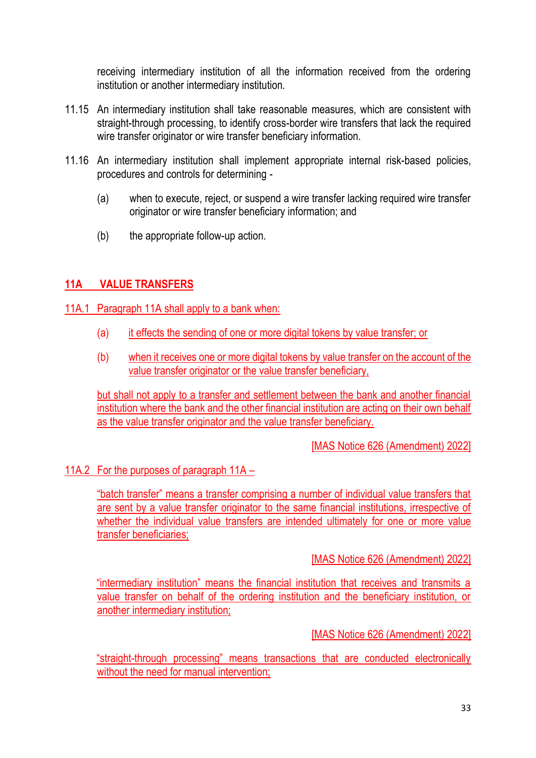receiving intermediary institution of all the information received from the ordering institution or another intermediary institution.

11.15 An intermediary institution shall take reasonable measures, which are consistent with straight-through processing, to identify cross-border wire transfers that lack the required wire transfer originator or wire transfer beneficiary information.

11.16 An intermediary institution shall implement appropriate internal risk-based policies, procedures and controls for determining -

(a) when to execute, reject, or suspend a wire transfer lacking required wire transfer originator or wire transfer beneficiary information; and

(b) the appropriate follow-up action.

## 11A VALUE TRANSFERS

11A.1 Paragraph 11A shall apply to a bank when:

(a) it effects the sending of one or more digital tokens by value transfer; or

(b) when it receives one or more digital tokens by value transfer on the account of the value transfer originator or the value transfer beneficiary,

but shall not apply to a transfer and settlement between the bank and another financial institution where the bank and the other financial institution are acting on their own behalf as the value transfer originator and the value transfer beneficiary.

[MAS Notice 626 (Amendment) 2022]

11A.2 For the purposes of paragraph 11A –

"batch transfer" means a transfer comprising a number of individual value transfers that are sent by a value transfer originator to the same financial institutions, irrespective of whether the individual value transfers are intended ultimately for one or more value transfer beneficiaries;

[MAS Notice 626 (Amendment) 2022]

"intermediary institution" means the financial institution that receives and transmits a value transfer on behalf of the ordering institution and the beneficiary institution, or another intermediary institution;

[MAS Notice 626 (Amendment) 2022]

"straight-through processing" means transactions that are conducted electronically without the need for manual intervention;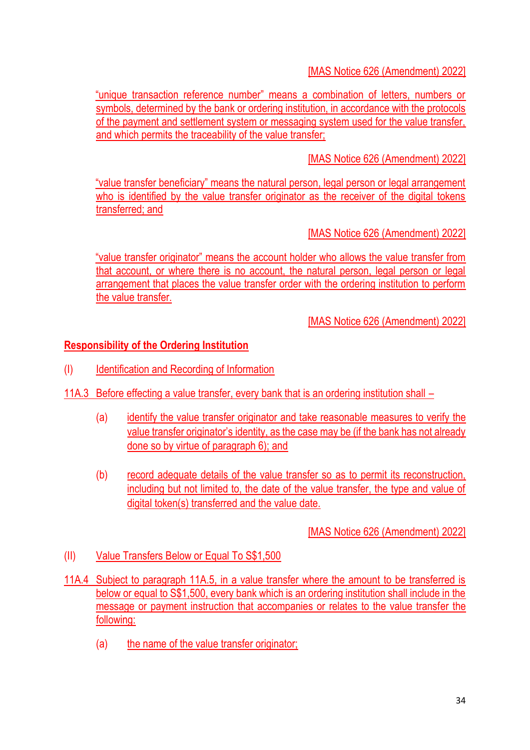[MAS Notice 626 (Amendment) 2022]

"unique transaction reference number" means a combination of letters, numbers or symbols, determined by the bank or ordering institution, in accordance with the protocols of the payment and settlement system or messaging system used for the value transfer, and which permits the traceability of the value transfer;

[MAS Notice 626 (Amendment) 2022]

"value transfer beneficiary" means the natural person, legal person or legal arrangement who is identified by the value transfer originator as the receiver of the digital tokens transferred; and

[MAS Notice 626 (Amendment) 2022]

"value transfer originator" means the account holder who allows the value transfer from that account, or where there is no account, the natural person, legal person or legal arrangement that places the value transfer order with the ordering institution to perform the value transfer.

[MAS Notice 626 (Amendment) 2022]

**Responsibility of the Ordering Institution**

(I) Identification and Recording of Information

11A.3 Before effecting a value transfer, every bank that is an ordering institution shall –

(a) identify the value transfer originator and take reasonable measures to verify the value transfer originator's identity, as the case may be (if the bank has not already done so by virtue of paragraph 6); and

(b) record adequate details of the value transfer so as to permit its reconstruction, including but not limited to, the date of the value transfer, the type and value of digital token(s) transferred and the value date.

[MAS Notice 626 (Amendment) 2022]

(II) Value Transfers Below or Equal To S$1,500

11A.4 Subject to paragraph 11A.5, in a value transfer where the amount to be transferred is below or equal to S$1,500, every bank which is an ordering institution shall include in the message or payment instruction that accompanies or relates to the value transfer the following:

(a) the name of the value transfer originator;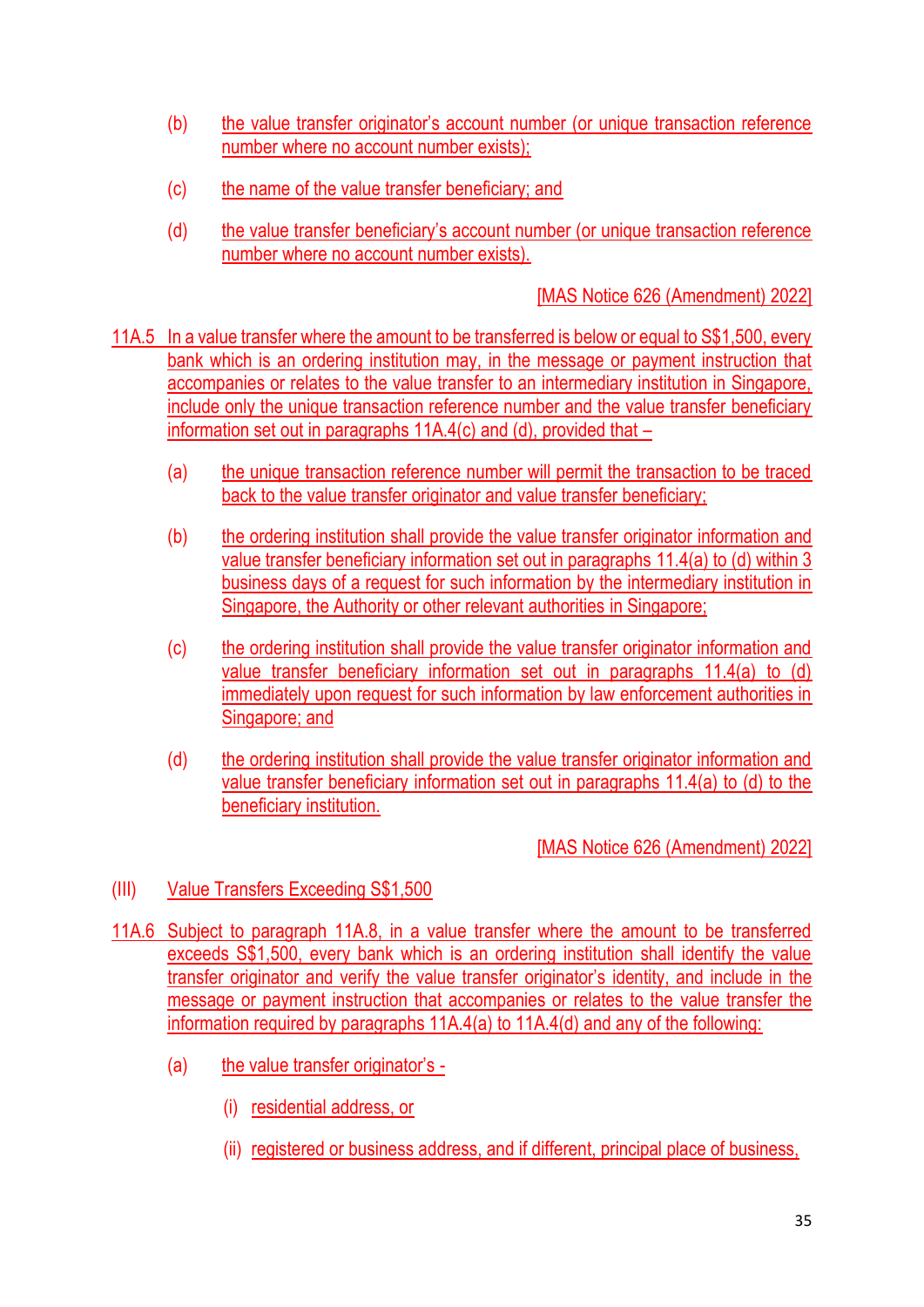(b) the value transfer originator's account number (or unique transaction reference number where no account number exists);

(c) the name of the value transfer beneficiary; and

(d) the value transfer beneficiary's account number (or unique transaction reference number where no account number exists).

[MAS Notice 626 (Amendment) 2022]

11A.5 In a value transfer where the amount to be transferred is below or equal to S$1,500, every bank which is an ordering institution may, in the message or payment instruction that accompanies or relates to the value transfer to an intermediary institution in Singapore, include only the unique transaction reference number and the value transfer beneficiary information set out in paragraphs 11A.4(c) and (d), provided that –

(a) the unique transaction reference number will permit the transaction to be traced back to the value transfer originator and value transfer beneficiary;

(b) the ordering institution shall provide the value transfer originator information and value transfer beneficiary information set out in paragraphs 11.4(a) to (d) within 3 business days of a request for such information by the intermediary institution in Singapore, the Authority or other relevant authorities in Singapore;

(c) the ordering institution shall provide the value transfer originator information and value transfer beneficiary information set out in paragraphs 11.4(a) to (d) immediately upon request for such information by law enforcement authorities in Singapore; and

(d) the ordering institution shall provide the value transfer originator information and value transfer beneficiary information set out in paragraphs 11.4(a) to (d) to the beneficiary institution.

[MAS Notice 626 (Amendment) 2022]

(III) Value Transfers Exceeding S$1,500

11A.6 Subject to paragraph 11A.8, in a value transfer where the amount to be transferred exceeds S$1,500, every bank which is an ordering institution shall identify the value transfer originator and verify the value transfer originator's identity, and include in the message or payment instruction that accompanies or relates to the value transfer the information required by paragraphs 11A.4(a) to 11A.4(d) and any of the following:

(a) the value transfer originator's -

(i) residential address, or

(ii) registered or business address, and if different, principal place of business,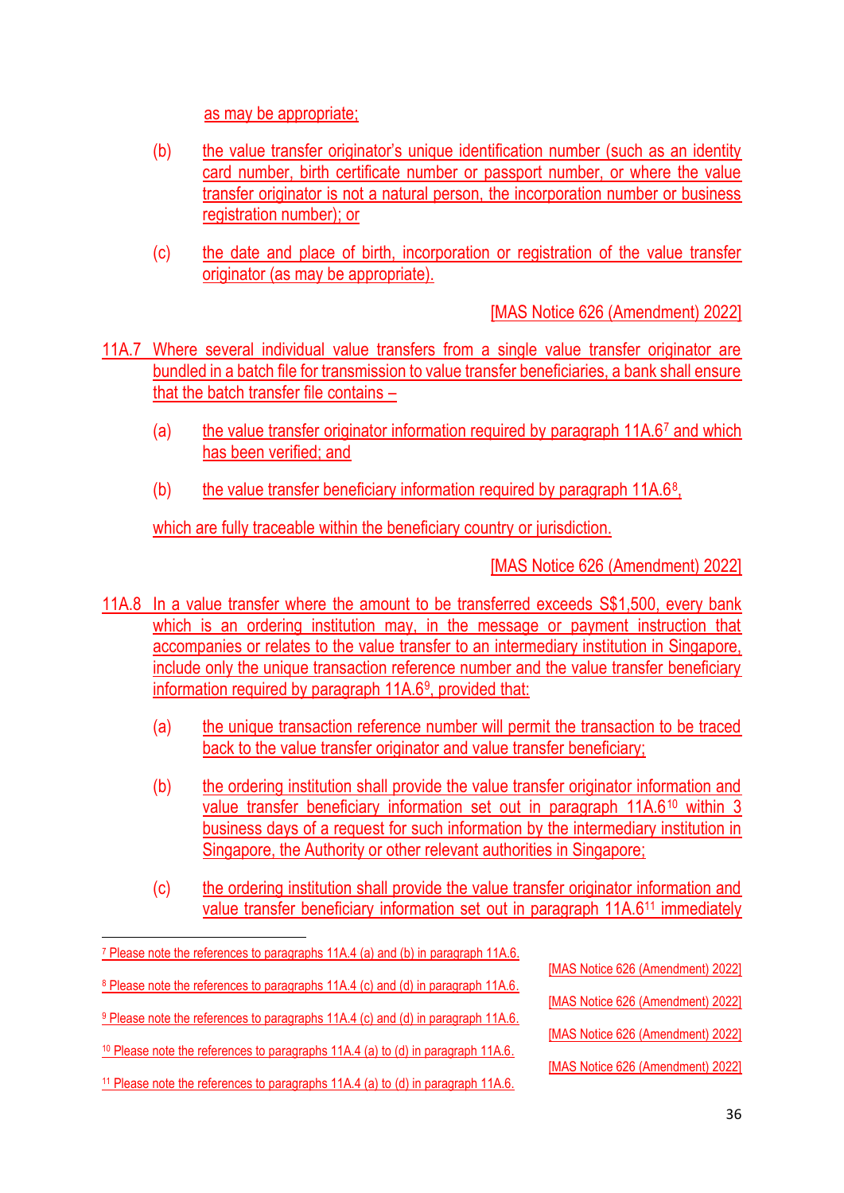as may be appropriate;

(b) the value transfer originator's unique identification number (such as an identity card number, birth certificate number or passport number, or where the value transfer originator is not a natural person, the incorporation number or business registration number); or

(c) the date and place of birth, incorporation or registration of the value transfer originator (as may be appropriate).

[MAS Notice 626 (Amendment) 2022]

11A.7 Where several individual value transfers from a single value transfer originator are bundled in a batch file for transmission to value transfer beneficiaries, a bank shall ensure that the batch transfer file contains –

(a) the value transfer originator information required by paragraph 11A.6[7] and which has been verified; and

(b) the value transfer beneficiary information required by paragraph 11A.6[8],

which are fully traceable within the beneficiary country or jurisdiction.

[MAS Notice 626 (Amendment) 2022]

11A.8 In a value transfer where the amount to be transferred exceeds S$1,500, every bank which is an ordering institution may, in the message or payment instruction that accompanies or relates to the value transfer to an intermediary institution in Singapore, include only the unique transaction reference number and the value transfer beneficiary information required by paragraph 11A.6[9], provided that:

(a) the unique transaction reference number will permit the transaction to be traced back to the value transfer originator and value transfer beneficiary;

(b) the ordering institution shall provide the value transfer originator information and value transfer beneficiary information set out in paragraph 11A.6[10] within 3 business days of a request for such information by the intermediary institution in Singapore, the Authority or other relevant authorities in Singapore;

(c) the ordering institution shall provide the value transfer originator information and value transfer beneficiary information set out in paragraph 11A.6[11] immediately

---

[7] Please note the references to paragraphs 11A.4 (a) and (b) in paragraph 11A.6. [MAS Notice 626 (Amendment) 2022]

[8] Please note the references to paragraphs 11A.4 (c) and (d) in paragraph 11A.6. [MAS Notice 626 (Amendment) 2022]

[9] Please note the references to paragraphs 11A.4 (c) and (d) in paragraph 11A.6. [MAS Notice 626 (Amendment) 2022]

[10] Please note the references to paragraphs 11A.4 (a) to (d) in paragraph 11A.6. [MAS Notice 626 (Amendment) 2022]

[11] Please note the references to paragraphs 11A.4 (a) to (d) in paragraph 11A.6.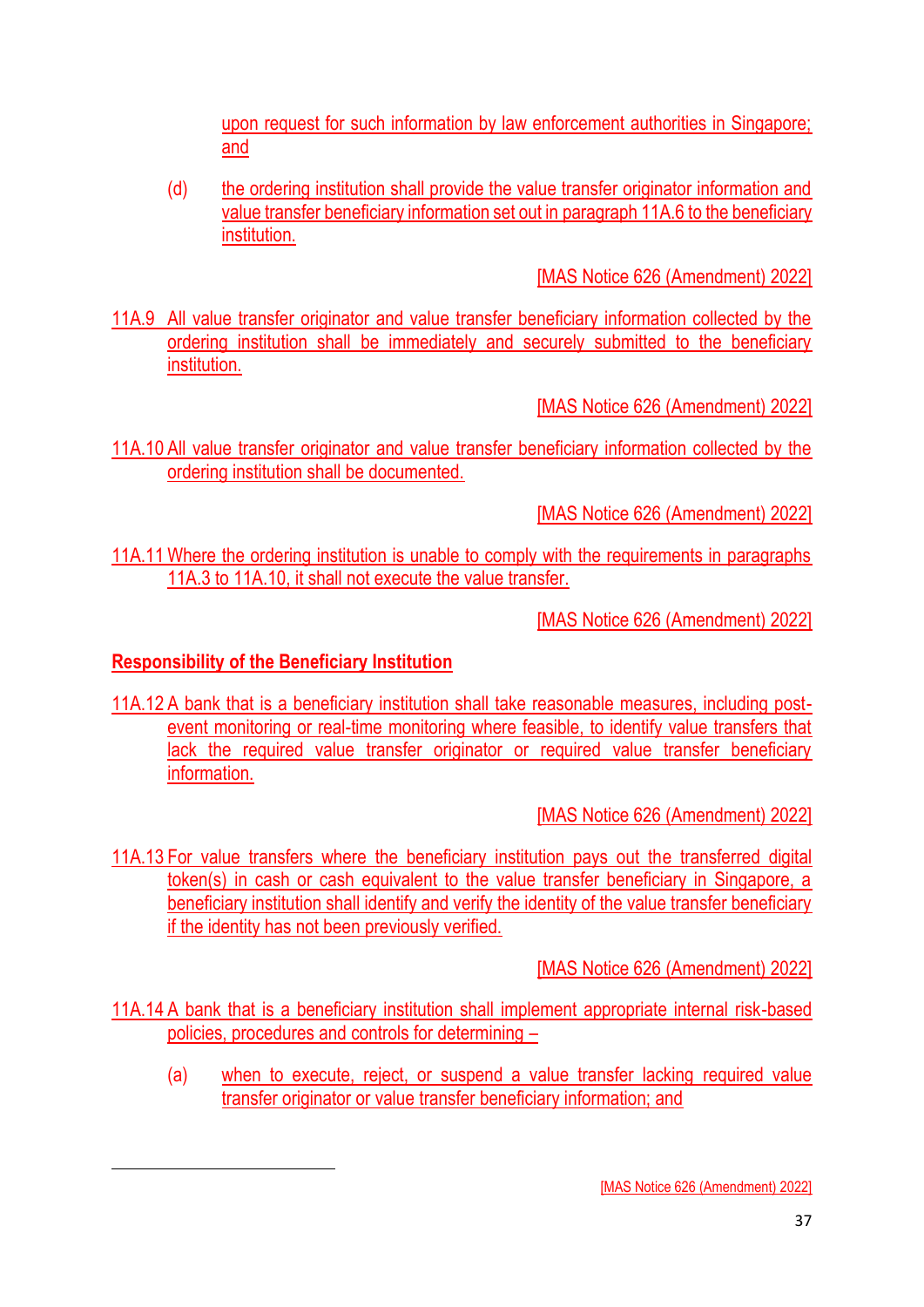upon request for such information by law enforcement authorities in Singapore; and

(d) the ordering institution shall provide the value transfer originator information and value transfer beneficiary information set out in paragraph 11A.6 to the beneficiary institution.

[MAS Notice 626 (Amendment) 2022]

11A.9 All value transfer originator and value transfer beneficiary information collected by the ordering institution shall be immediately and securely submitted to the beneficiary institution.

[MAS Notice 626 (Amendment) 2022]

11A.10 All value transfer originator and value transfer beneficiary information collected by the ordering institution shall be documented.

[MAS Notice 626 (Amendment) 2022]

11A.11 Where the ordering institution is unable to comply with the requirements in paragraphs 11A.3 to 11A.10, it shall not execute the value transfer.

[MAS Notice 626 (Amendment) 2022]

**Responsibility of the Beneficiary Institution**

11A.12 A bank that is a beneficiary institution shall take reasonable measures, including post-event monitoring or real-time monitoring where feasible, to identify value transfers that lack the required value transfer originator or required value transfer beneficiary information.

[MAS Notice 626 (Amendment) 2022]

11A.13 For value transfers where the beneficiary institution pays out the transferred digital token(s) in cash or cash equivalent to the value transfer beneficiary in Singapore, a beneficiary institution shall identify and verify the identity of the value transfer beneficiary if the identity has not been previously verified.

[MAS Notice 626 (Amendment) 2022]

11A.14 A bank that is a beneficiary institution shall implement appropriate internal risk-based policies, procedures and controls for determining –

(a) when to execute, reject, or suspend a value transfer lacking required value transfer originator or value transfer beneficiary information; and

[MAS Notice 626 (Amendment) 2022]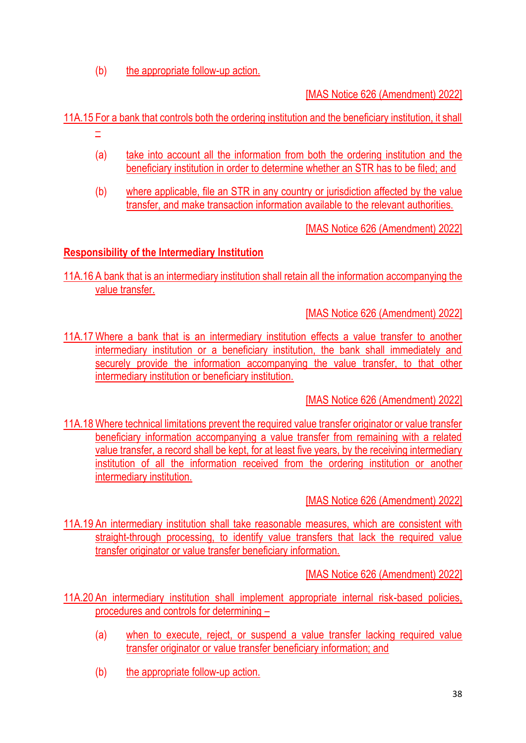(b) the appropriate follow-up action.

[MAS Notice 626 (Amendment) 2022]

11A.15 For a bank that controls both the ordering institution and the beneficiary institution, it shall –

(a) take into account all the information from both the ordering institution and the beneficiary institution in order to determine whether an STR has to be filed; and

(b) where applicable, file an STR in any country or jurisdiction affected by the value transfer, and make transaction information available to the relevant authorities.

[MAS Notice 626 (Amendment) 2022]

**Responsibility of the Intermediary Institution**

11A.16 A bank that is an intermediary institution shall retain all the information accompanying the value transfer.

[MAS Notice 626 (Amendment) 2022]

11A.17 Where a bank that is an intermediary institution effects a value transfer to another intermediary institution or a beneficiary institution, the bank shall immediately and securely provide the information accompanying the value transfer, to that other intermediary institution or beneficiary institution.

[MAS Notice 626 (Amendment) 2022]

11A.18 Where technical limitations prevent the required value transfer originator or value transfer beneficiary information accompanying a value transfer from remaining with a related value transfer, a record shall be kept, for at least five years, by the receiving intermediary institution of all the information received from the ordering institution or another intermediary institution.

[MAS Notice 626 (Amendment) 2022]

11A.19 An intermediary institution shall take reasonable measures, which are consistent with straight-through processing, to identify value transfers that lack the required value transfer originator or value transfer beneficiary information.

[MAS Notice 626 (Amendment) 2022]

11A.20 An intermediary institution shall implement appropriate internal risk-based policies, procedures and controls for determining –

(a) when to execute, reject, or suspend a value transfer lacking required value transfer originator or value transfer beneficiary information; and

(b) the appropriate follow-up action.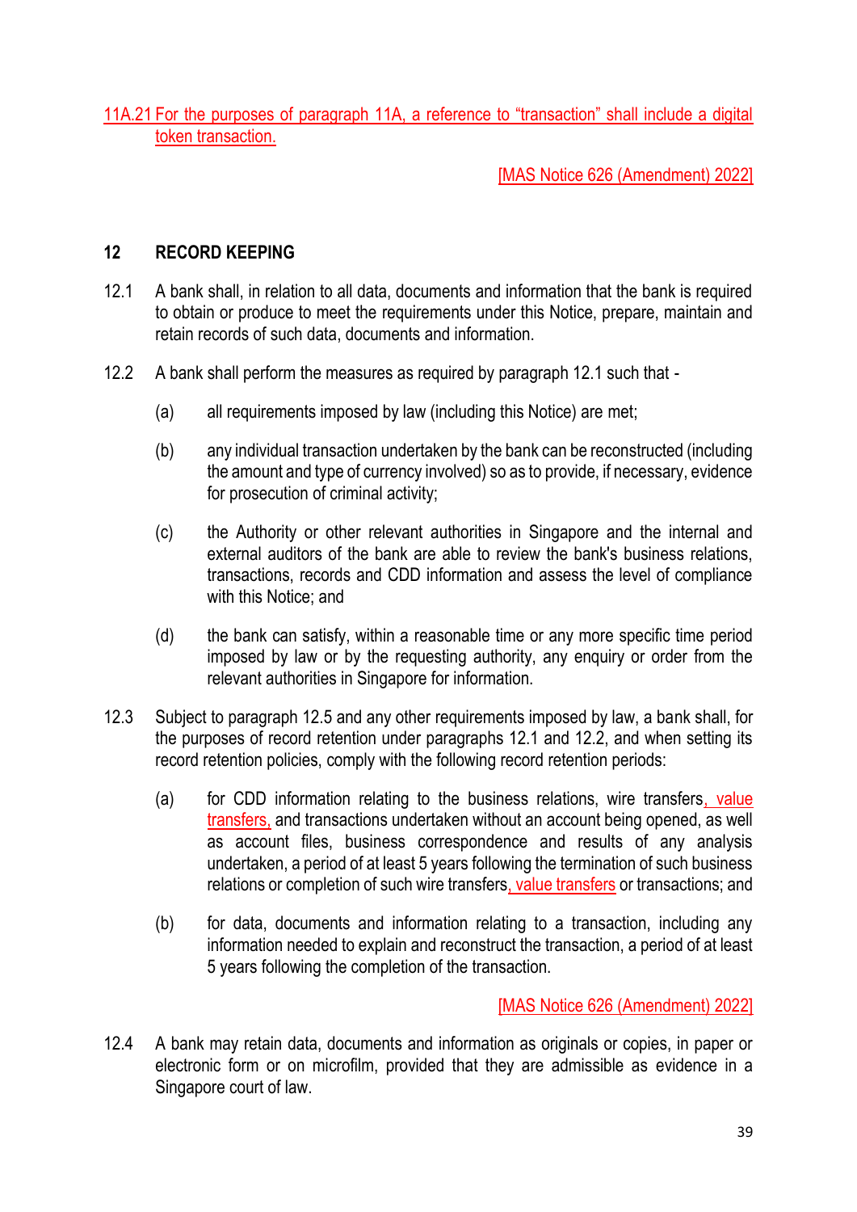11A.21 For the purposes of paragraph 11A, a reference to "transaction" shall include a digital token transaction.

[MAS Notice 626 (Amendment) 2022]

## 12 RECORD KEEPING

12.1 A bank shall, in relation to all data, documents and information that the bank is required to obtain or produce to meet the requirements under this Notice, prepare, maintain and retain records of such data, documents and information.

12.2 A bank shall perform the measures as required by paragraph 12.1 such that -

(a) all requirements imposed by law (including this Notice) are met;

(b) any individual transaction undertaken by the bank can be reconstructed (including the amount and type of currency involved) so as to provide, if necessary, evidence for prosecution of criminal activity;

(c) the Authority or other relevant authorities in Singapore and the internal and external auditors of the bank are able to review the bank's business relations, transactions, records and CDD information and assess the level of compliance with this Notice; and

(d) the bank can satisfy, within a reasonable time or any more specific time period imposed by law or by the requesting authority, any enquiry or order from the relevant authorities in Singapore for information.

12.3 Subject to paragraph 12.5 and any other requirements imposed by law, a bank shall, for the purposes of record retention under paragraphs 12.1 and 12.2, and when setting its record retention policies, comply with the following record retention periods:

(a) for CDD information relating to the business relations, wire transfers, value transfers, and transactions undertaken without an account being opened, as well as account files, business correspondence and results of any analysis undertaken, a period of at least 5 years following the termination of such business relations or completion of such wire transfers, value transfers or transactions; and

(b) for data, documents and information relating to a transaction, including any information needed to explain and reconstruct the transaction, a period of at least 5 years following the completion of the transaction.

[MAS Notice 626 (Amendment) 2022]

12.4 A bank may retain data, documents and information as originals or copies, in paper or electronic form or on microfilm, provided that they are admissible as evidence in a Singapore court of law.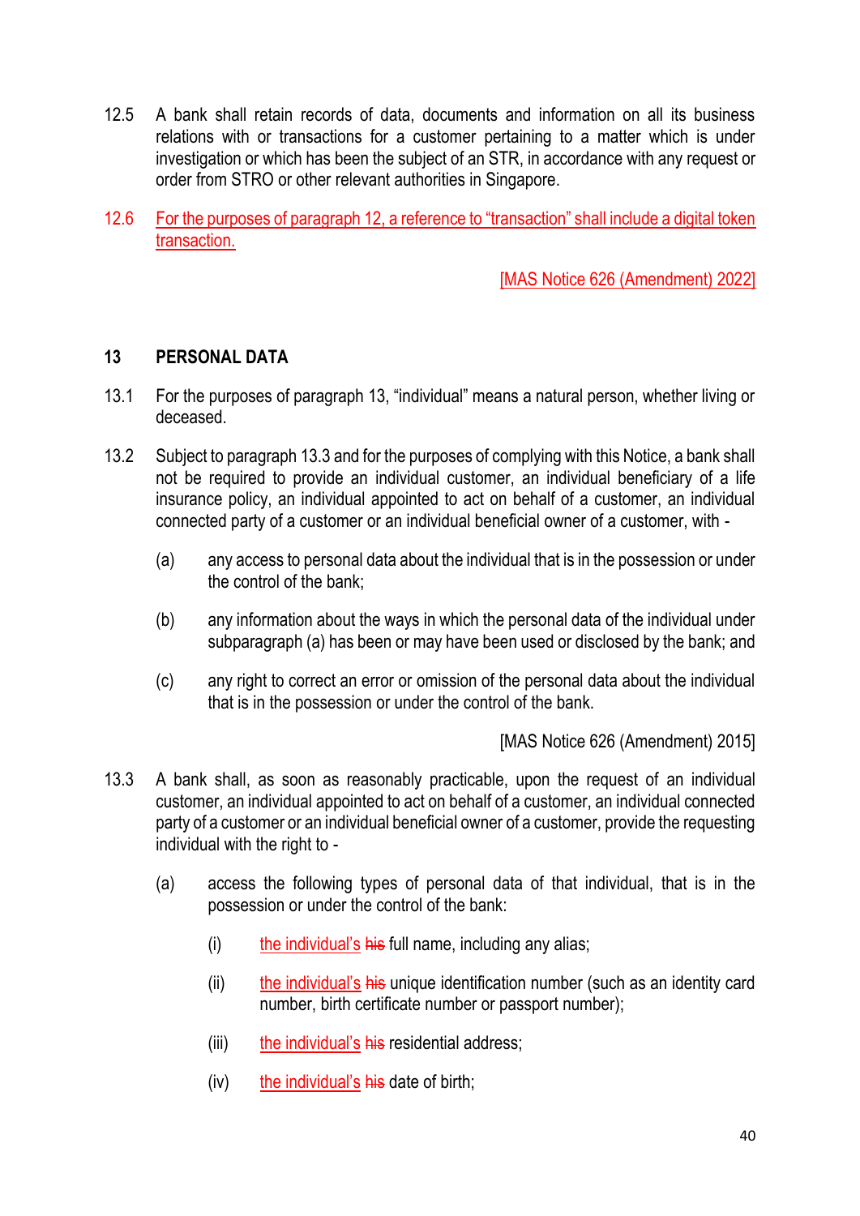12.5 A bank shall retain records of data, documents and information on all its business relations with or transactions for a customer pertaining to a matter which is under investigation or which has been the subject of an STR, in accordance with any request or order from STRO or other relevant authorities in Singapore.

12.6 For the purposes of paragraph 12, a reference to "transaction" shall include a digital token transaction.

[MAS Notice 626 (Amendment) 2022]

## 13 PERSONAL DATA

13.1 For the purposes of paragraph 13, "individual" means a natural person, whether living or deceased.

13.2 Subject to paragraph 13.3 and for the purposes of complying with this Notice, a bank shall not be required to provide an individual customer, an individual beneficiary of a life insurance policy, an individual appointed to act on behalf of a customer, an individual connected party of a customer or an individual beneficial owner of a customer, with -

(a) any access to personal data about the individual that is in the possession or under the control of the bank;

(b) any information about the ways in which the personal data of the individual under subparagraph (a) has been or may have been used or disclosed by the bank; and

(c) any right to correct an error or omission of the personal data about the individual that is in the possession or under the control of the bank.

[MAS Notice 626 (Amendment) 2015]

13.3 A bank shall, as soon as reasonably practicable, upon the request of an individual customer, an individual appointed to act on behalf of a customer, an individual connected party of a customer or an individual beneficial owner of a customer, provide the requesting individual with the right to -

(a) access the following types of personal data of that individual, that is in the possession or under the control of the bank:

(i) the individual's ~~his~~ full name, including any alias;

(ii) the individual's ~~his~~ unique identification number (such as an identity card number, birth certificate number or passport number);

(iii) the individual's ~~his~~ residential address;

(iv) the individual's ~~his~~ date of birth;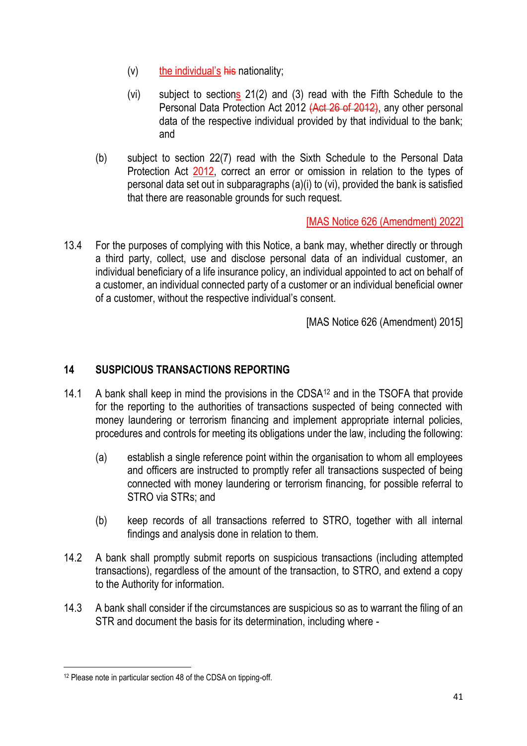(v) the individual's his nationality;

(vi) subject to sections 21(2) and (3) read with the Fifth Schedule to the Personal Data Protection Act 2012 (Act 26 of 2012), any other personal data of the respective individual provided by that individual to the bank; and

(b) subject to section 22(7) read with the Sixth Schedule to the Personal Data Protection Act 2012, correct an error or omission in relation to the types of personal data set out in subparagraphs (a)(i) to (vi), provided the bank is satisfied that there are reasonable grounds for such request.

[MAS Notice 626 (Amendment) 2022]

13.4 For the purposes of complying with this Notice, a bank may, whether directly or through a third party, collect, use and disclose personal data of an individual customer, an individual beneficiary of a life insurance policy, an individual appointed to act on behalf of a customer, an individual connected party of a customer or an individual beneficial owner of a customer, without the respective individual's consent.

[MAS Notice 626 (Amendment) 2015]

## 14 SUSPICIOUS TRANSACTIONS REPORTING

14.1 A bank shall keep in mind the provisions in the CDSA[12] and in the TSOFA that provide for the reporting to the authorities of transactions suspected of being connected with money laundering or terrorism financing and implement appropriate internal policies, procedures and controls for meeting its obligations under the law, including the following:

(a) establish a single reference point within the organisation to whom all employees and officers are instructed to promptly refer all transactions suspected of being connected with money laundering or terrorism financing, for possible referral to STRO via STRs; and

(b) keep records of all transactions referred to STRO, together with all internal findings and analysis done in relation to them.

14.2 A bank shall promptly submit reports on suspicious transactions (including attempted transactions), regardless of the amount of the transaction, to STRO, and extend a copy to the Authority for information.

14.3 A bank shall consider if the circumstances are suspicious so as to warrant the filing of an STR and document the basis for its determination, including where -

[12] Please note in particular section 48 of the CDSA on tipping-off.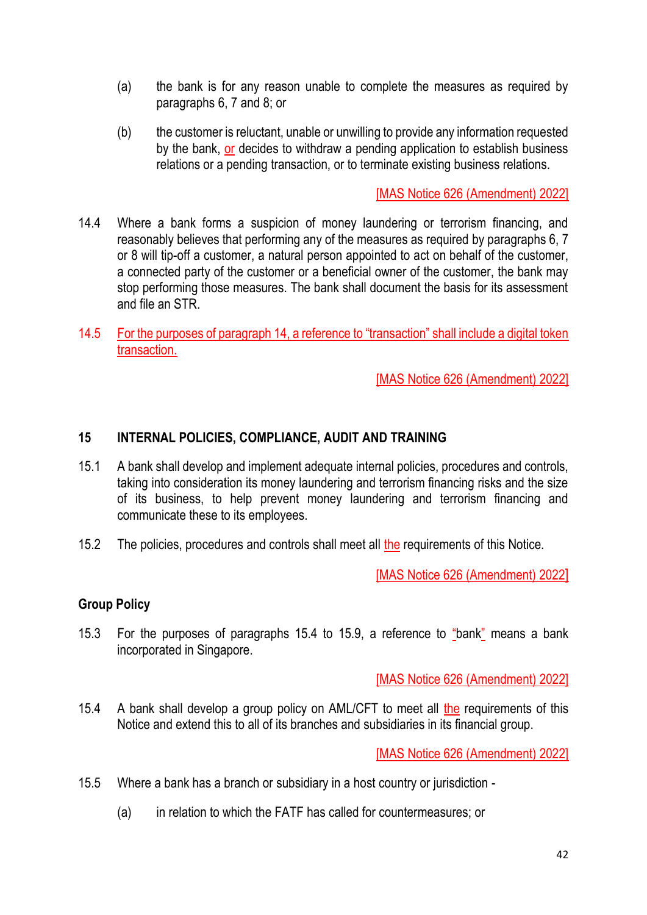(a) the bank is for any reason unable to complete the measures as required by paragraphs 6, 7 and 8; or

(b) the customer is reluctant, unable or unwilling to provide any information requested by the bank, or decides to withdraw a pending application to establish business relations or a pending transaction, or to terminate existing business relations.

[MAS Notice 626 (Amendment) 2022]

14.4 Where a bank forms a suspicion of money laundering or terrorism financing, and reasonably believes that performing any of the measures as required by paragraphs 6, 7 or 8 will tip-off a customer, a natural person appointed to act on behalf of the customer, a connected party of the customer or a beneficial owner of the customer, the bank may stop performing those measures. The bank shall document the basis for its assessment and file an STR.

14.5 For the purposes of paragraph 14, a reference to "transaction" shall include a digital token transaction.

[MAS Notice 626 (Amendment) 2022]

## 15 INTERNAL POLICIES, COMPLIANCE, AUDIT AND TRAINING

15.1 A bank shall develop and implement adequate internal policies, procedures and controls, taking into consideration its money laundering and terrorism financing risks and the size of its business, to help prevent money laundering and terrorism financing and communicate these to its employees.

15.2 The policies, procedures and controls shall meet all the requirements of this Notice.

[MAS Notice 626 (Amendment) 2022]

### Group Policy

15.3 For the purposes of paragraphs 15.4 to 15.9, a reference to "bank" means a bank incorporated in Singapore.

[MAS Notice 626 (Amendment) 2022]

15.4 A bank shall develop a group policy on AML/CFT to meet all the requirements of this Notice and extend this to all of its branches and subsidiaries in its financial group.

[MAS Notice 626 (Amendment) 2022]

15.5 Where a bank has a branch or subsidiary in a host country or jurisdiction -

(a) in relation to which the FATF has called for countermeasures; or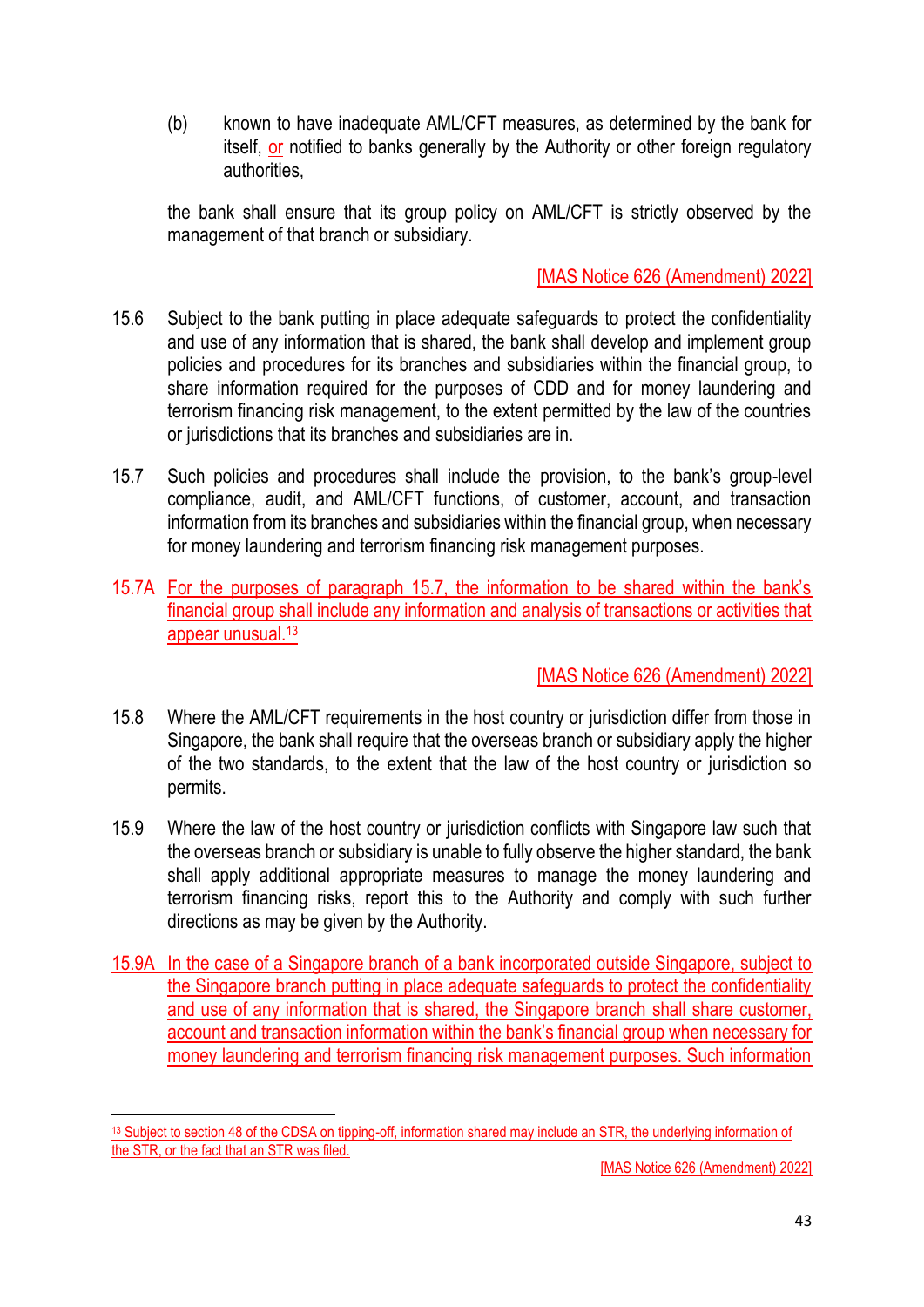(b) known to have inadequate AML/CFT measures, as determined by the bank for itself, or notified to banks generally by the Authority or other foreign regulatory authorities,

the bank shall ensure that its group policy on AML/CFT is strictly observed by the management of that branch or subsidiary.

[MAS Notice 626 (Amendment) 2022]

15.6 Subject to the bank putting in place adequate safeguards to protect the confidentiality and use of any information that is shared, the bank shall develop and implement group policies and procedures for its branches and subsidiaries within the financial group, to share information required for the purposes of CDD and for money laundering and terrorism financing risk management, to the extent permitted by the law of the countries or jurisdictions that its branches and subsidiaries are in.

15.7 Such policies and procedures shall include the provision, to the bank's group-level compliance, audit, and AML/CFT functions, of customer, account, and transaction information from its branches and subsidiaries within the financial group, when necessary for money laundering and terrorism financing risk management purposes.

15.7A For the purposes of paragraph 15.7, the information to be shared within the bank's financial group shall include any information and analysis of transactions or activities that appear unusual.[13]

[MAS Notice 626 (Amendment) 2022]

15.8 Where the AML/CFT requirements in the host country or jurisdiction differ from those in Singapore, the bank shall require that the overseas branch or subsidiary apply the higher of the two standards, to the extent that the law of the host country or jurisdiction so permits.

15.9 Where the law of the host country or jurisdiction conflicts with Singapore law such that the overseas branch or subsidiary is unable to fully observe the higher standard, the bank shall apply additional appropriate measures to manage the money laundering and terrorism financing risks, report this to the Authority and comply with such further directions as may be given by the Authority.

15.9A In the case of a Singapore branch of a bank incorporated outside Singapore, subject to the Singapore branch putting in place adequate safeguards to protect the confidentiality and use of any information that is shared, the Singapore branch shall share customer, account and transaction information within the bank's financial group when necessary for money laundering and terrorism financing risk management purposes. Such information

---

[13] Subject to section 48 of the CDSA on tipping-off, information shared may include an STR, the underlying information of the STR, or the fact that an STR was filed.

[MAS Notice 626 (Amendment) 2022]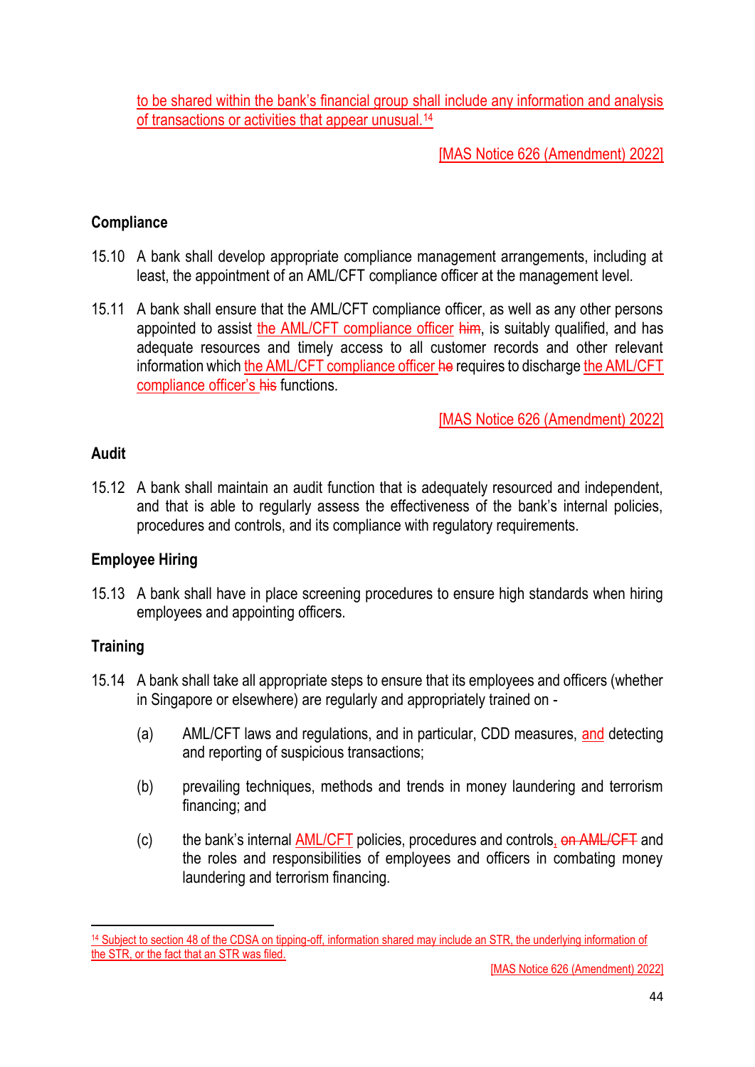to be shared within the bank's financial group shall include any information and analysis of transactions or activities that appear unusual.[14]

[MAS Notice 626 (Amendment) 2022]

**Compliance**

15.10 A bank shall develop appropriate compliance management arrangements, including at least, the appointment of an AML/CFT compliance officer at the management level.

15.11 A bank shall ensure that the AML/CFT compliance officer, as well as any other persons appointed to assist the AML/CFT compliance officer ~~him~~, is suitably qualified, and has adequate resources and timely access to all customer records and other relevant information which the AML/CFT compliance officer ~~he~~ requires to discharge the AML/CFT compliance officer's ~~his~~ functions.

[MAS Notice 626 (Amendment) 2022]

**Audit**

15.12 A bank shall maintain an audit function that is adequately resourced and independent, and that is able to regularly assess the effectiveness of the bank's internal policies, procedures and controls, and its compliance with regulatory requirements.

**Employee Hiring**

15.13 A bank shall have in place screening procedures to ensure high standards when hiring employees and appointing officers.

**Training**

15.14 A bank shall take all appropriate steps to ensure that its employees and officers (whether in Singapore or elsewhere) are regularly and appropriately trained on -

(a) AML/CFT laws and regulations, and in particular, CDD measures, and detecting and reporting of suspicious transactions;

(b) prevailing techniques, methods and trends in money laundering and terrorism financing; and

(c) the bank's internal AML/CFT policies, procedures and controls, ~~on AML/CFT~~ and the roles and responsibilities of employees and officers in combating money laundering and terrorism financing.

---

[14] Subject to section 48 of the CDSA on tipping-off, information shared may include an STR, the underlying information of the STR, or the fact that an STR was filed.

[MAS Notice 626 (Amendment) 2022]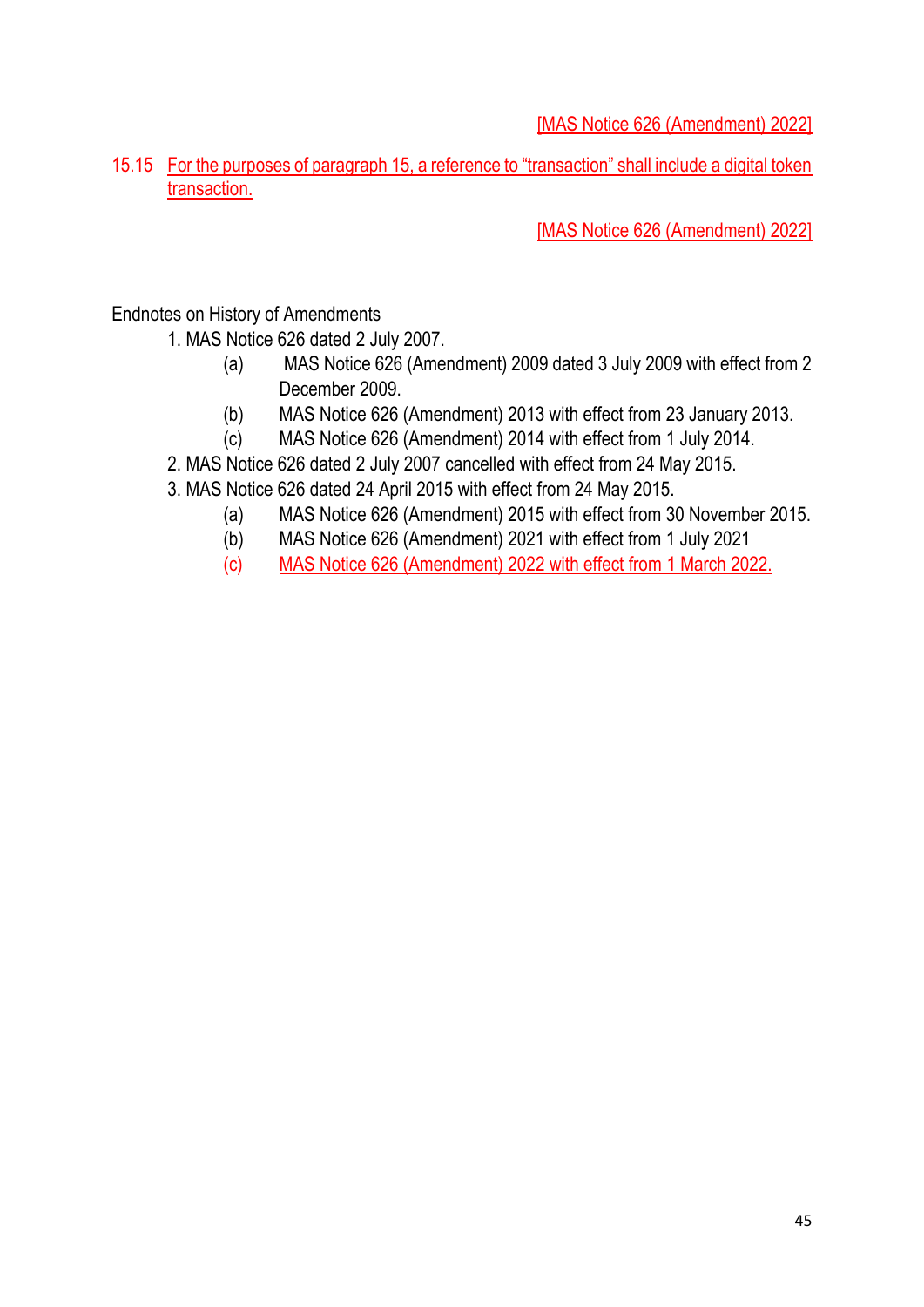[MAS Notice 626 (Amendment) 2022]

15.15 For the purposes of paragraph 15, a reference to "transaction" shall include a digital token transaction.

[MAS Notice 626 (Amendment) 2022]

Endnotes on History of Amendments

1. MAS Notice 626 dated 2 July 2007.
   - (a) MAS Notice 626 (Amendment) 2009 dated 3 July 2009 with effect from 2 December 2009.
   - (b) MAS Notice 626 (Amendment) 2013 with effect from 23 January 2013.
   - (c) MAS Notice 626 (Amendment) 2014 with effect from 1 July 2014.
2. MAS Notice 626 dated 2 July 2007 cancelled with effect from 24 May 2015.
3. MAS Notice 626 dated 24 April 2015 with effect from 24 May 2015.
   - (a) MAS Notice 626 (Amendment) 2015 with effect from 30 November 2015.
   - (b) MAS Notice 626 (Amendment) 2021 with effect from 1 July 2021
   - (c) MAS Notice 626 (Amendment) 2022 with effect from 1 March 2022.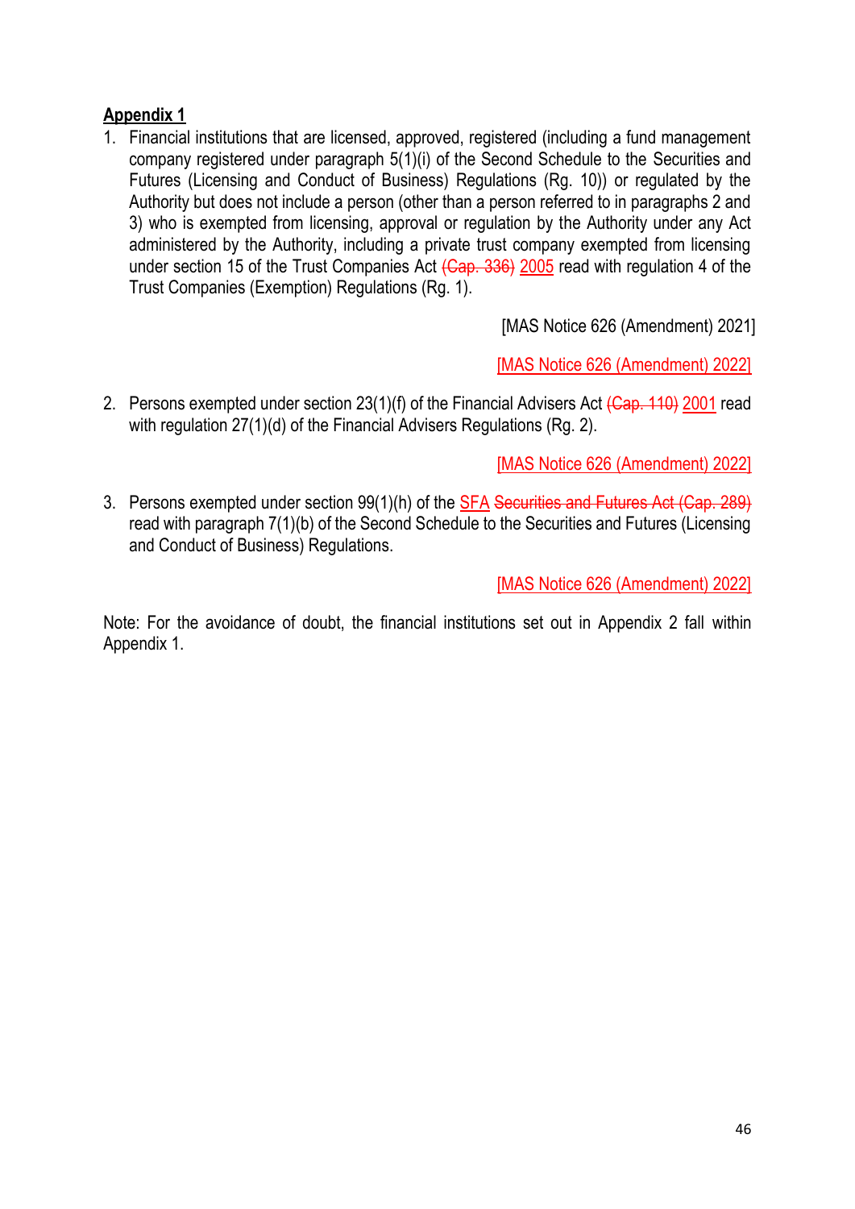**Appendix 1**

1. Financial institutions that are licensed, approved, registered (including a fund management company registered under paragraph 5(1)(i) of the Second Schedule to the Securities and Futures (Licensing and Conduct of Business) Regulations (Rg. 10)) or regulated by the Authority but does not include a person (other than a person referred to in paragraphs 2 and 3) who is exempted from licensing, approval or regulation by the Authority under any Act administered by the Authority, including a private trust company exempted from licensing under section 15 of the Trust Companies Act ~~(Cap. 336)~~ 2005 read with regulation 4 of the Trust Companies (Exemption) Regulations (Rg. 1).

   [MAS Notice 626 (Amendment) 2021]

   [MAS Notice 626 (Amendment) 2022]

2. Persons exempted under section 23(1)(f) of the Financial Advisers Act ~~(Cap. 110)~~ 2001 read with regulation 27(1)(d) of the Financial Advisers Regulations (Rg. 2).

   [MAS Notice 626 (Amendment) 2022]

3. Persons exempted under section 99(1)(h) of the SFA ~~Securities and Futures Act (Cap. 289)~~ read with paragraph 7(1)(b) of the Second Schedule to the Securities and Futures (Licensing and Conduct of Business) Regulations.

   [MAS Notice 626 (Amendment) 2022]

Note: For the avoidance of doubt, the financial institutions set out in Appendix 2 fall within Appendix 1.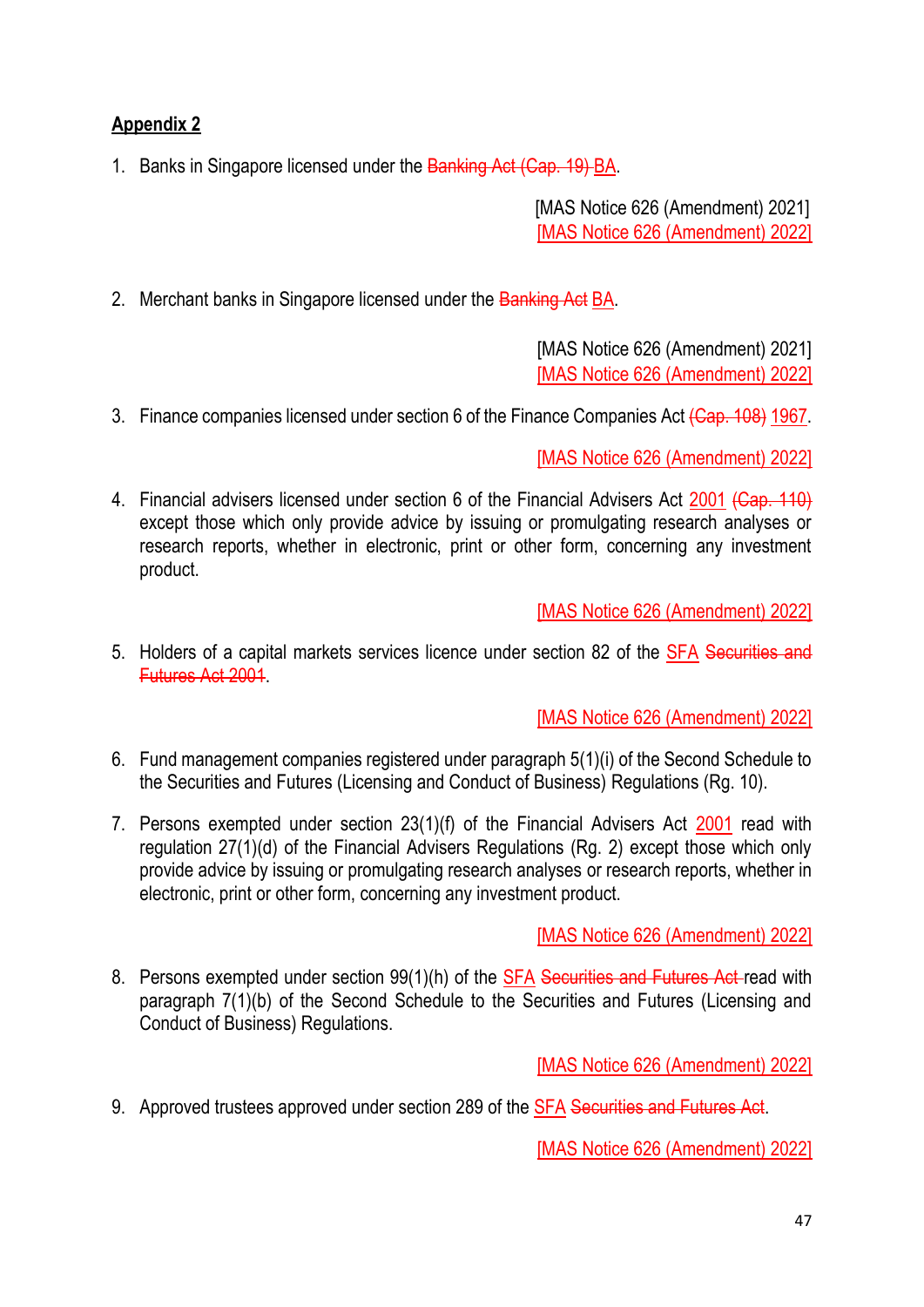**Appendix 2**

1. Banks in Singapore licensed under the ~~Banking Act (Cap. 19)~~ BA.

 [MAS Notice 626 (Amendment) 2021]
 [MAS Notice 626 (Amendment) 2022]

2. Merchant banks in Singapore licensed under the ~~Banking Act~~ BA.

 [MAS Notice 626 (Amendment) 2021]
 [MAS Notice 626 (Amendment) 2022]

3. Finance companies licensed under section 6 of the Finance Companies Act ~~(Cap. 108)~~ 1967.

 [MAS Notice 626 (Amendment) 2022]

4. Financial advisers licensed under section 6 of the Financial Advisers Act 2001 ~~(Cap. 110)~~ except those which only provide advice by issuing or promulgating research analyses or research reports, whether in electronic, print or other form, concerning any investment product.

 [MAS Notice 626 (Amendment) 2022]

5. Holders of a capital markets services licence under section 82 of the SFA ~~Securities and Futures Act 2001~~.

 [MAS Notice 626 (Amendment) 2022]

6. Fund management companies registered under paragraph 5(1)(i) of the Second Schedule to the Securities and Futures (Licensing and Conduct of Business) Regulations (Rg. 10).

7. Persons exempted under section 23(1)(f) of the Financial Advisers Act 2001 read with regulation 27(1)(d) of the Financial Advisers Regulations (Rg. 2) except those which only provide advice by issuing or promulgating research analyses or research reports, whether in electronic, print or other form, concerning any investment product.

 [MAS Notice 626 (Amendment) 2022]

8. Persons exempted under section 99(1)(h) of the SFA ~~Securities and Futures Act~~ read with paragraph 7(1)(b) of the Second Schedule to the Securities and Futures (Licensing and Conduct of Business) Regulations.

 [MAS Notice 626 (Amendment) 2022]

9. Approved trustees approved under section 289 of the SFA ~~Securities and Futures Act~~.

 [MAS Notice 626 (Amendment) 2022]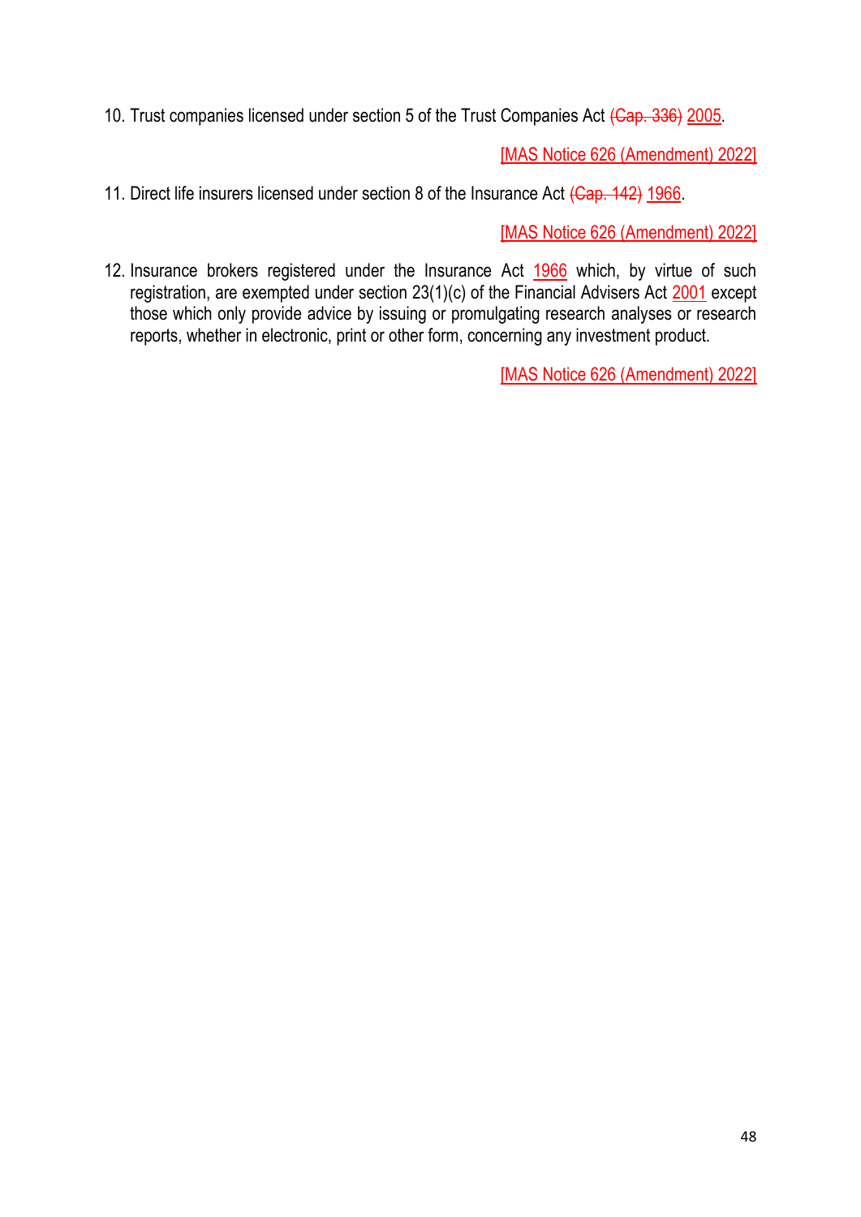10. Trust companies licensed under section 5 of the Trust Companies Act ~~(Cap. 336)~~ 2005.

[MAS Notice 626 (Amendment) 2022]

11. Direct life insurers licensed under section 8 of the Insurance Act ~~(Cap. 142)~~ 1966.

[MAS Notice 626 (Amendment) 2022]

12. Insurance brokers registered under the Insurance Act 1966 which, by virtue of such registration, are exempted under section 23(1)(c) of the Financial Advisers Act 2001 except those which only provide advice by issuing or promulgating research analyses or research reports, whether in electronic, print or other form, concerning any investment product.

[MAS Notice 626 (Amendment) 2022]